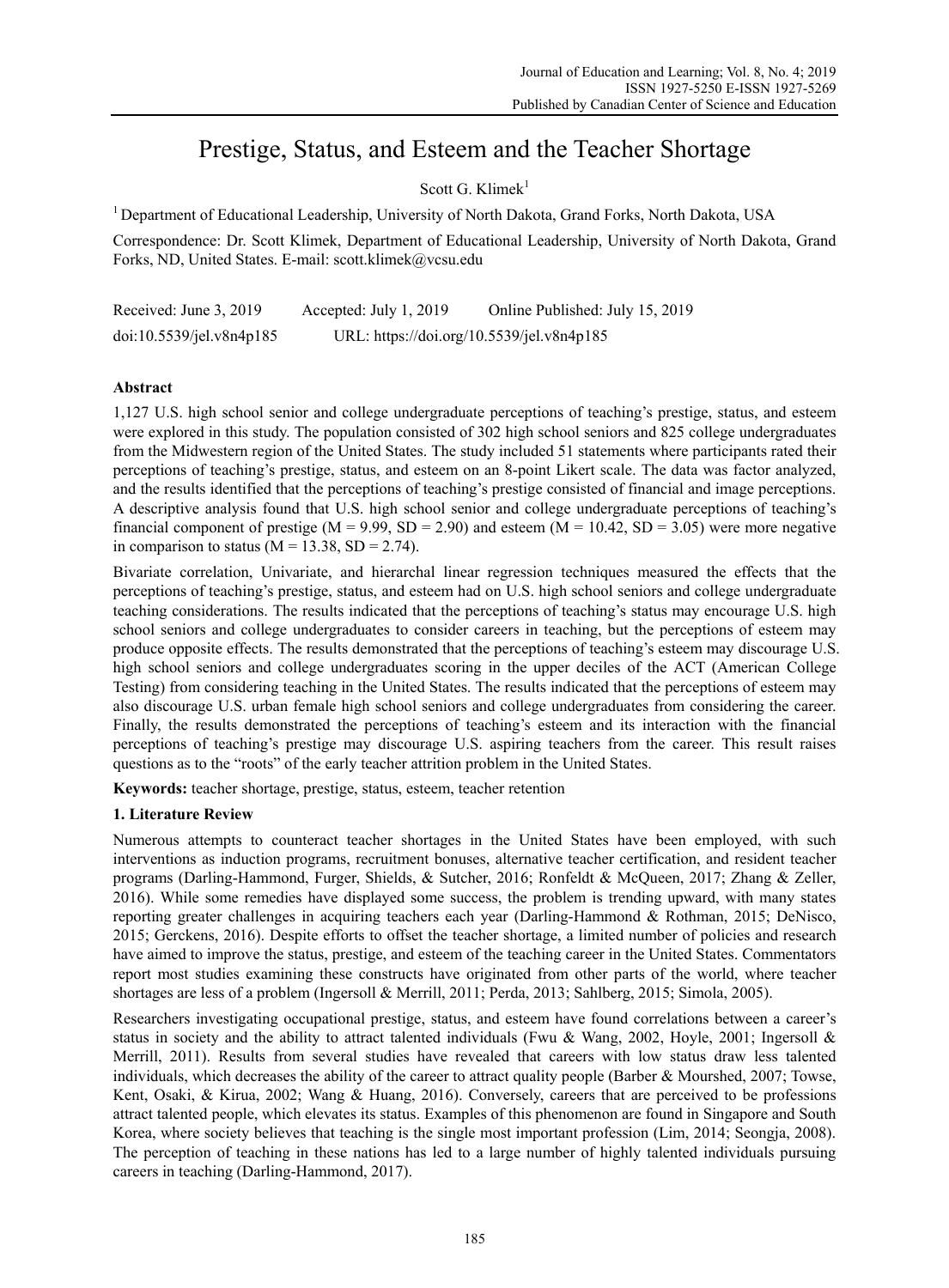# Prestige, Status, and Esteem and the Teacher Shortage

Scott G. Klimek[1]

[1] Department of Educational Leadership, University of North Dakota, Grand Forks, North Dakota, USA

Correspondence: Dr. Scott Klimek, Department of Educational Leadership, University of North Dakota, Grand Forks, ND, United States. E-mail: scott.klimek@vcsu.edu

Received: June 3, 2019  Accepted: July 1, 2019  Online Published: July 15, 2019

doi:10.5539/jel.v8n4p185  URL: https://doi.org/10.5539/jel.v8n4p185

## Abstract

1,127 U.S. high school senior and college undergraduate perceptions of teaching's prestige, status, and esteem were explored in this study. The population consisted of 302 high school seniors and 825 college undergraduates from the Midwestern region of the United States. The study included 51 statements where participants rated their perceptions of teaching's prestige, status, and esteem on an 8-point Likert scale. The data was factor analyzed, and the results identified that the perceptions of teaching's prestige consisted of financial and image perceptions. A descriptive analysis found that U.S. high school senior and college undergraduate perceptions of teaching's financial component of prestige ($M = 9.99$, $SD = 2.90$) and esteem ($M = 10.42$, $SD = 3.05$) were more negative in comparison to status ($M = 13.38$, $SD = 2.74$).

Bivariate correlation, Univariate, and hierarchal linear regression techniques measured the effects that the perceptions of teaching's prestige, status, and esteem had on U.S. high school seniors and college undergraduate teaching considerations. The results indicated that the perceptions of teaching's status may encourage U.S. high school seniors and college undergraduates to consider careers in teaching, but the perceptions of esteem may produce opposite effects. The results demonstrated that the perceptions of teaching's esteem may discourage U.S. high school seniors and college undergraduates scoring in the upper deciles of the ACT (American College Testing) from considering teaching in the United States. The results indicated that the perceptions of esteem may also discourage U.S. urban female high school seniors and college undergraduates from considering the career. Finally, the results demonstrated the perceptions of teaching's esteem and its interaction with the financial perceptions of teaching's prestige may discourage U.S. aspiring teachers from the career. This result raises questions as to the "roots" of the early teacher attrition problem in the United States.

**Keywords:** teacher shortage, prestige, status, esteem, teacher retention

## 1. Literature Review

Numerous attempts to counteract teacher shortages in the United States have been employed, with such interventions as induction programs, recruitment bonuses, alternative teacher certification, and resident teacher programs (Darling-Hammond, Furger, Shields, & Sutcher, 2016; Ronfeldt & McQueen, 2017; Zhang & Zeller, 2016). While some remedies have displayed some success, the problem is trending upward, with many states reporting greater challenges in acquiring teachers each year (Darling-Hammond & Rothman, 2015; DeNisco, 2015; Gerckens, 2016). Despite efforts to offset the teacher shortage, a limited number of policies and research have aimed to improve the status, prestige, and esteem of the teaching career in the United States. Commentators report most studies examining these constructs have originated from other parts of the world, where teacher shortages are less of a problem (Ingersoll & Merrill, 2011; Perda, 2013; Sahlberg, 2015; Simola, 2005).

Researchers investigating occupational prestige, status, and esteem have found correlations between a career's status in society and the ability to attract talented individuals (Fwu & Wang, 2002, Hoyle, 2001; Ingersoll & Merrill, 2011). Results from several studies have revealed that careers with low status draw less talented individuals, which decreases the ability of the career to attract quality people (Barber & Mourshed, 2007; Towse, Kent, Osaki, & Kirua, 2002; Wang & Huang, 2016). Conversely, careers that are perceived to be professions attract talented people, which elevates its status. Examples of this phenomenon are found in Singapore and South Korea, where society believes that teaching is the single most important profession (Lim, 2014; Seongja, 2008). The perception of teaching in these nations has led to a large number of highly talented individuals pursuing careers in teaching (Darling-Hammond, 2017).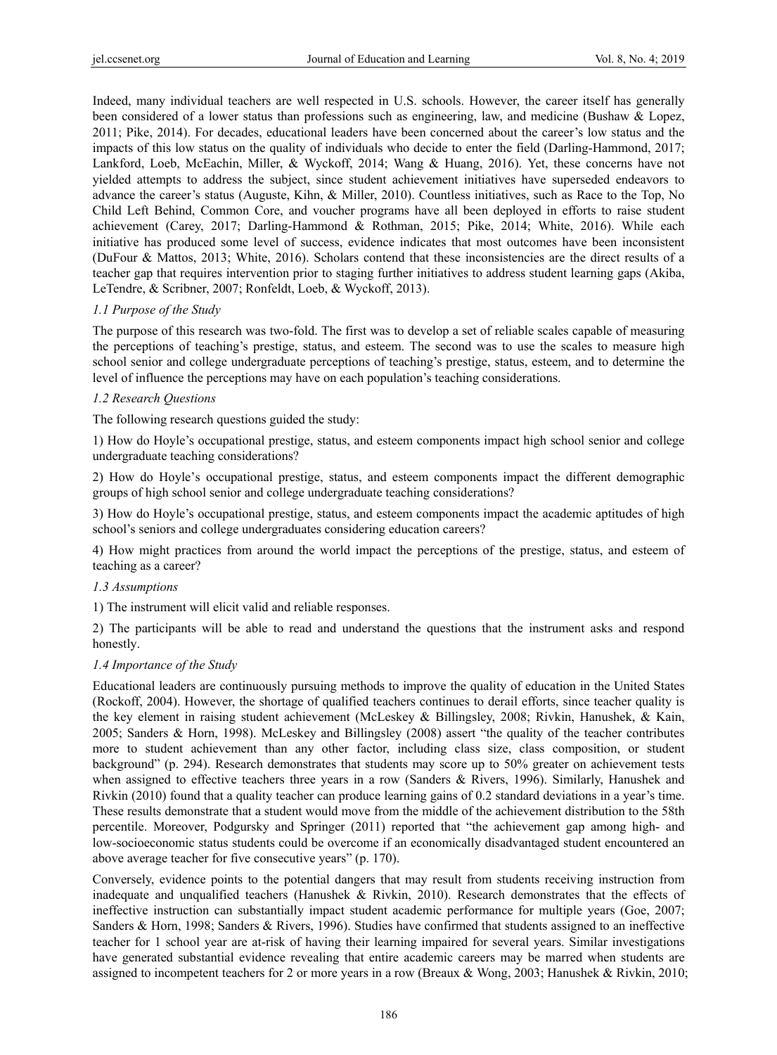Indeed, many individual teachers are well respected in U.S. schools. However, the career itself has generally been considered of a lower status than professions such as engineering, law, and medicine (Bushaw & Lopez, 2011; Pike, 2014). For decades, educational leaders have been concerned about the career's low status and the impacts of this low status on the quality of individuals who decide to enter the field (Darling-Hammond, 2017; Lankford, Loeb, McEachin, Miller, & Wyckoff, 2014; Wang & Huang, 2016). Yet, these concerns have not yielded attempts to address the subject, since student achievement initiatives have superseded endeavors to advance the career's status (Auguste, Kihn, & Miller, 2010). Countless initiatives, such as Race to the Top, No Child Left Behind, Common Core, and voucher programs have all been deployed in efforts to raise student achievement (Carey, 2017; Darling-Hammond & Rothman, 2015; Pike, 2014; White, 2016). While each initiative has produced some level of success, evidence indicates that most outcomes have been inconsistent (DuFour & Mattos, 2013; White, 2016). Scholars contend that these inconsistencies are the direct results of a teacher gap that requires intervention prior to staging further initiatives to address student learning gaps (Akiba, LeTendre, & Scribner, 2007; Ronfeldt, Loeb, & Wyckoff, 2013).

### *1.1 Purpose of the Study*

The purpose of this research was two-fold. The first was to develop a set of reliable scales capable of measuring the perceptions of teaching's prestige, status, and esteem. The second was to use the scales to measure high school senior and college undergraduate perceptions of teaching's prestige, status, esteem, and to determine the level of influence the perceptions may have on each population's teaching considerations.

### *1.2 Research Questions*

The following research questions guided the study:

1) How do Hoyle's occupational prestige, status, and esteem components impact high school senior and college undergraduate teaching considerations?

2) How do Hoyle's occupational prestige, status, and esteem components impact the different demographic groups of high school senior and college undergraduate teaching considerations?

3) How do Hoyle's occupational prestige, status, and esteem components impact the academic aptitudes of high school's seniors and college undergraduates considering education careers?

4) How might practices from around the world impact the perceptions of the prestige, status, and esteem of teaching as a career?

### *1.3 Assumptions*

1) The instrument will elicit valid and reliable responses.

2) The participants will be able to read and understand the questions that the instrument asks and respond honestly.

### *1.4 Importance of the Study*

Educational leaders are continuously pursuing methods to improve the quality of education in the United States (Rockoff, 2004). However, the shortage of qualified teachers continues to derail efforts, since teacher quality is the key element in raising student achievement (McLeskey & Billingsley, 2008; Rivkin, Hanushek, & Kain, 2005; Sanders & Horn, 1998). McLeskey and Billingsley (2008) assert "the quality of the teacher contributes more to student achievement than any other factor, including class size, class composition, or student background" (p. 294). Research demonstrates that students may score up to 50% greater on achievement tests when assigned to effective teachers three years in a row (Sanders & Rivers, 1996). Similarly, Hanushek and Rivkin (2010) found that a quality teacher can produce learning gains of 0.2 standard deviations in a year's time. These results demonstrate that a student would move from the middle of the achievement distribution to the 58th percentile. Moreover, Podgursky and Springer (2011) reported that "the achievement gap among high- and low-socioeconomic status students could be overcome if an economically disadvantaged student encountered an above average teacher for five consecutive years" (p. 170).

Conversely, evidence points to the potential dangers that may result from students receiving instruction from inadequate and unqualified teachers (Hanushek & Rivkin, 2010). Research demonstrates that the effects of ineffective instruction can substantially impact student academic performance for multiple years (Goe, 2007; Sanders & Horn, 1998; Sanders & Rivers, 1996). Studies have confirmed that students assigned to an ineffective teacher for 1 school year are at-risk of having their learning impaired for several years. Similar investigations have generated substantial evidence revealing that entire academic careers may be marred when students are assigned to incompetent teachers for 2 or more years in a row (Breaux & Wong, 2003; Hanushek & Rivkin, 2010;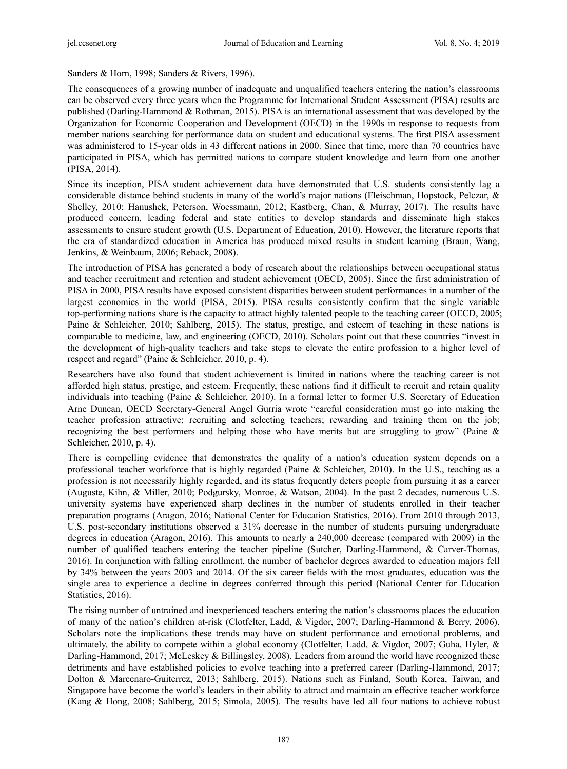Sanders & Horn, 1998; Sanders & Rivers, 1996).

The consequences of a growing number of inadequate and unqualified teachers entering the nation's classrooms can be observed every three years when the Programme for International Student Assessment (PISA) results are published (Darling-Hammond & Rothman, 2015). PISA is an international assessment that was developed by the Organization for Economic Cooperation and Development (OECD) in the 1990s in response to requests from member nations searching for performance data on student and educational systems. The first PISA assessment was administered to 15-year olds in 43 different nations in 2000. Since that time, more than 70 countries have participated in PISA, which has permitted nations to compare student knowledge and learn from one another (PISA, 2014).

Since its inception, PISA student achievement data have demonstrated that U.S. students consistently lag a considerable distance behind students in many of the world's major nations (Fleischman, Hopstock, Pelczar, & Shelley, 2010; Hanushek, Peterson, Woessmann, 2012; Kastberg, Chan, & Murray, 2017). The results have produced concern, leading federal and state entities to develop standards and disseminate high stakes assessments to ensure student growth (U.S. Department of Education, 2010). However, the literature reports that the era of standardized education in America has produced mixed results in student learning (Braun, Wang, Jenkins, & Weinbaum, 2006; Reback, 2008).

The introduction of PISA has generated a body of research about the relationships between occupational status and teacher recruitment and retention and student achievement (OECD, 2005). Since the first administration of PISA in 2000, PISA results have exposed consistent disparities between student performances in a number of the largest economies in the world (PISA, 2015). PISA results consistently confirm that the single variable top-performing nations share is the capacity to attract highly talented people to the teaching career (OECD, 2005; Paine & Schleicher, 2010; Sahlberg, 2015). The status, prestige, and esteem of teaching in these nations is comparable to medicine, law, and engineering (OECD, 2010). Scholars point out that these countries "invest in the development of high-quality teachers and take steps to elevate the entire profession to a higher level of respect and regard" (Paine & Schleicher, 2010, p. 4).

Researchers have also found that student achievement is limited in nations where the teaching career is not afforded high status, prestige, and esteem. Frequently, these nations find it difficult to recruit and retain quality individuals into teaching (Paine & Schleicher, 2010). In a formal letter to former U.S. Secretary of Education Arne Duncan, OECD Secretary-General Angel Gurria wrote "careful consideration must go into making the teacher profession attractive; recruiting and selecting teachers; rewarding and training them on the job; recognizing the best performers and helping those who have merits but are struggling to grow" (Paine & Schleicher, 2010, p. 4).

There is compelling evidence that demonstrates the quality of a nation's education system depends on a professional teacher workforce that is highly regarded (Paine & Schleicher, 2010). In the U.S., teaching as a profession is not necessarily highly regarded, and its status frequently deters people from pursuing it as a career (Auguste, Kihn, & Miller, 2010; Podgursky, Monroe, & Watson, 2004). In the past 2 decades, numerous U.S. university systems have experienced sharp declines in the number of students enrolled in their teacher preparation programs (Aragon, 2016; National Center for Education Statistics, 2016). From 2010 through 2013, U.S. post-secondary institutions observed a 31% decrease in the number of students pursuing undergraduate degrees in education (Aragon, 2016). This amounts to nearly a 240,000 decrease (compared with 2009) in the number of qualified teachers entering the teacher pipeline (Sutcher, Darling-Hammond, & Carver-Thomas, 2016). In conjunction with falling enrollment, the number of bachelor degrees awarded to education majors fell by 34% between the years 2003 and 2014. Of the six career fields with the most graduates, education was the single area to experience a decline in degrees conferred through this period (National Center for Education Statistics, 2016).

The rising number of untrained and inexperienced teachers entering the nation's classrooms places the education of many of the nation's children at-risk (Clotfelter, Ladd, & Vigdor, 2007; Darling-Hammond & Berry, 2006). Scholars note the implications these trends may have on student performance and emotional problems, and ultimately, the ability to compete within a global economy (Clotfelter, Ladd, & Vigdor, 2007; Guha, Hyler, & Darling-Hammond, 2017; McLeskey & Billingsley, 2008). Leaders from around the world have recognized these detriments and have established policies to evolve teaching into a preferred career (Darling-Hammond, 2017; Dolton & Marcenaro-Guiterrez, 2013; Sahlberg, 2015). Nations such as Finland, South Korea, Taiwan, and Singapore have become the world's leaders in their ability to attract and maintain an effective teacher workforce (Kang & Hong, 2008; Sahlberg, 2015; Simola, 2005). The results have led all four nations to achieve robust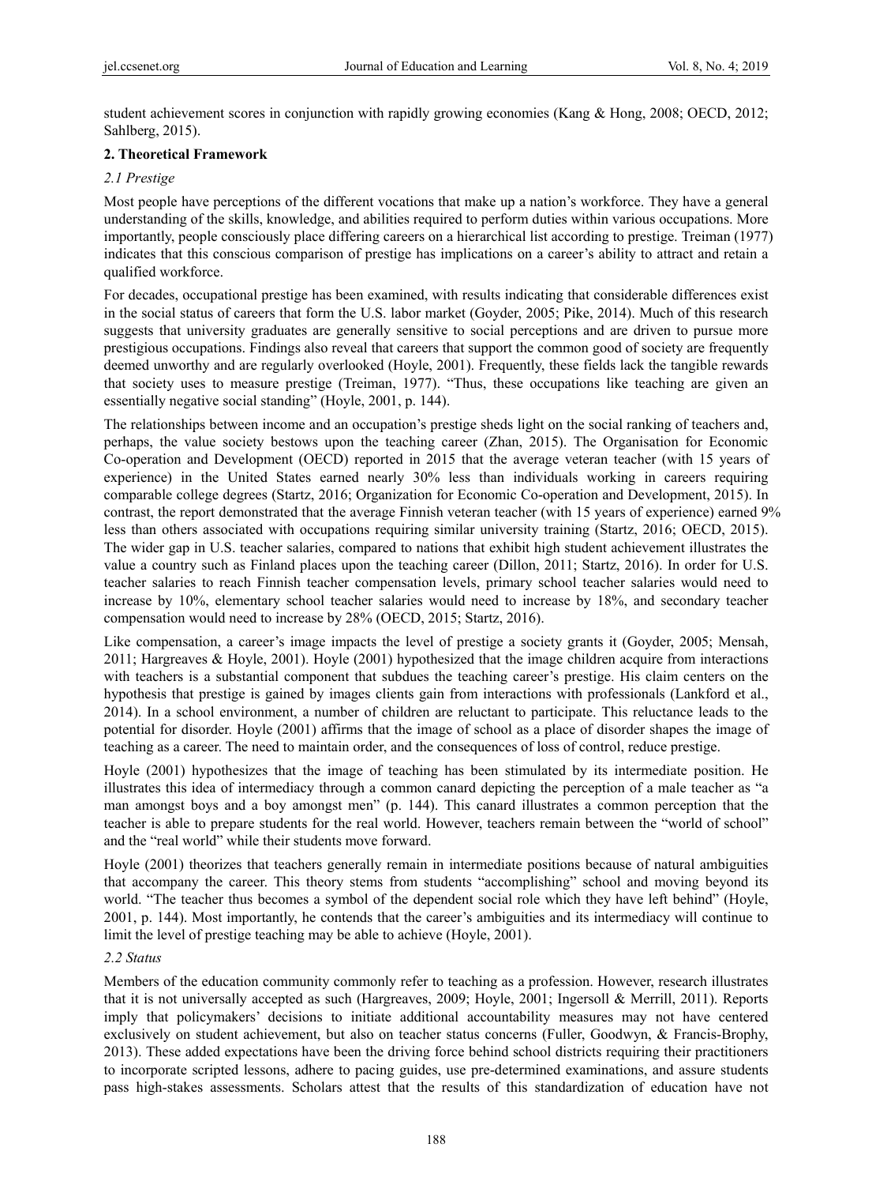student achievement scores in conjunction with rapidly growing economies (Kang & Hong, 2008; OECD, 2012; Sahlberg, 2015).

## 2. Theoretical Framework

### *2.1 Prestige*

Most people have perceptions of the different vocations that make up a nation's workforce. They have a general understanding of the skills, knowledge, and abilities required to perform duties within various occupations. More importantly, people consciously place differing careers on a hierarchical list according to prestige. Treiman (1977) indicates that this conscious comparison of prestige has implications on a career's ability to attract and retain a qualified workforce.

For decades, occupational prestige has been examined, with results indicating that considerable differences exist in the social status of careers that form the U.S. labor market (Goyder, 2005; Pike, 2014). Much of this research suggests that university graduates are generally sensitive to social perceptions and are driven to pursue more prestigious occupations. Findings also reveal that careers that support the common good of society are frequently deemed unworthy and are regularly overlooked (Hoyle, 2001). Frequently, these fields lack the tangible rewards that society uses to measure prestige (Treiman, 1977). "Thus, these occupations like teaching are given an essentially negative social standing" (Hoyle, 2001, p. 144).

The relationships between income and an occupation's prestige sheds light on the social ranking of teachers and, perhaps, the value society bestows upon the teaching career (Zhan, 2015). The Organisation for Economic Co-operation and Development (OECD) reported in 2015 that the average veteran teacher (with 15 years of experience) in the United States earned nearly 30% less than individuals working in careers requiring comparable college degrees (Startz, 2016; Organization for Economic Co-operation and Development, 2015). In contrast, the report demonstrated that the average Finnish veteran teacher (with 15 years of experience) earned 9% less than others associated with occupations requiring similar university training (Startz, 2016; OECD, 2015). The wider gap in U.S. teacher salaries, compared to nations that exhibit high student achievement illustrates the value a country such as Finland places upon the teaching career (Dillon, 2011; Startz, 2016). In order for U.S. teacher salaries to reach Finnish teacher compensation levels, primary school teacher salaries would need to increase by 10%, elementary school teacher salaries would need to increase by 18%, and secondary teacher compensation would need to increase by 28% (OECD, 2015; Startz, 2016).

Like compensation, a career's image impacts the level of prestige a society grants it (Goyder, 2005; Mensah, 2011; Hargreaves & Hoyle, 2001). Hoyle (2001) hypothesized that the image children acquire from interactions with teachers is a substantial component that subdues the teaching career's prestige. His claim centers on the hypothesis that prestige is gained by images clients gain from interactions with professionals (Lankford et al., 2014). In a school environment, a number of children are reluctant to participate. This reluctance leads to the potential for disorder. Hoyle (2001) affirms that the image of school as a place of disorder shapes the image of teaching as a career. The need to maintain order, and the consequences of loss of control, reduce prestige.

Hoyle (2001) hypothesizes that the image of teaching has been stimulated by its intermediate position. He illustrates this idea of intermediacy through a common canard depicting the perception of a male teacher as "a man amongst boys and a boy amongst men" (p. 144). This canard illustrates a common perception that the teacher is able to prepare students for the real world. However, teachers remain between the "world of school" and the "real world" while their students move forward.

Hoyle (2001) theorizes that teachers generally remain in intermediate positions because of natural ambiguities that accompany the career. This theory stems from students "accomplishing" school and moving beyond its world. "The teacher thus becomes a symbol of the dependent social role which they have left behind" (Hoyle, 2001, p. 144). Most importantly, he contends that the career's ambiguities and its intermediacy will continue to limit the level of prestige teaching may be able to achieve (Hoyle, 2001).

### *2.2 Status*

Members of the education community commonly refer to teaching as a profession. However, research illustrates that it is not universally accepted as such (Hargreaves, 2009; Hoyle, 2001; Ingersoll & Merrill, 2011). Reports imply that policymakers' decisions to initiate additional accountability measures may not have centered exclusively on student achievement, but also on teacher status concerns (Fuller, Goodwyn, & Francis-Brophy, 2013). These added expectations have been the driving force behind school districts requiring their practitioners to incorporate scripted lessons, adhere to pacing guides, use pre-determined examinations, and assure students pass high-stakes assessments. Scholars attest that the results of this standardization of education have not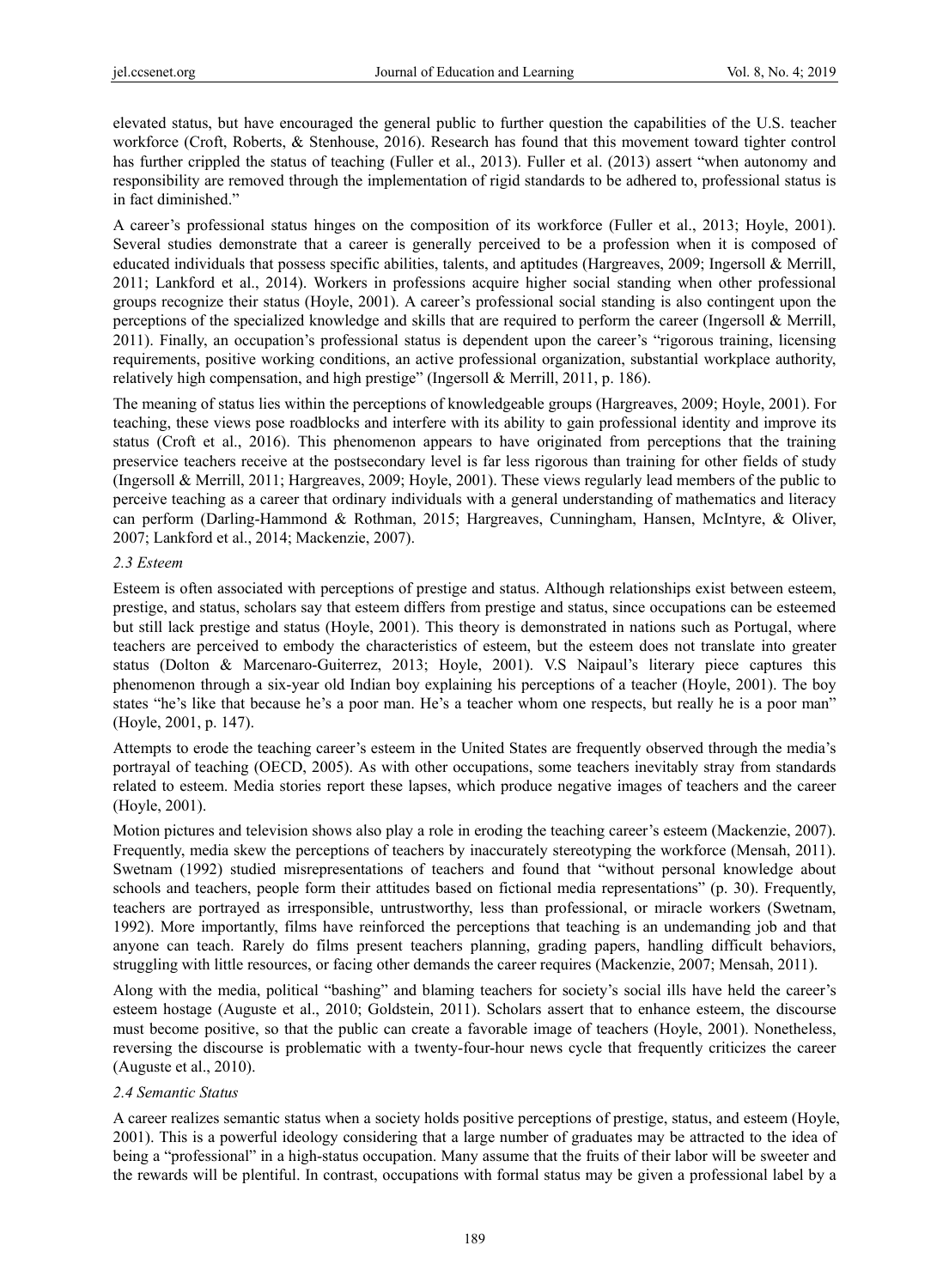elevated status, but have encouraged the general public to further question the capabilities of the U.S. teacher workforce (Croft, Roberts, & Stenhouse, 2016). Research has found that this movement toward tighter control has further crippled the status of teaching (Fuller et al., 2013). Fuller et al. (2013) assert "when autonomy and responsibility are removed through the implementation of rigid standards to be adhered to, professional status is in fact diminished."

A career's professional status hinges on the composition of its workforce (Fuller et al., 2013; Hoyle, 2001). Several studies demonstrate that a career is generally perceived to be a profession when it is composed of educated individuals that possess specific abilities, talents, and aptitudes (Hargreaves, 2009; Ingersoll & Merrill, 2011; Lankford et al., 2014). Workers in professions acquire higher social standing when other professional groups recognize their status (Hoyle, 2001). A career's professional social standing is also contingent upon the perceptions of the specialized knowledge and skills that are required to perform the career (Ingersoll & Merrill, 2011). Finally, an occupation's professional status is dependent upon the career's "rigorous training, licensing requirements, positive working conditions, an active professional organization, substantial workplace authority, relatively high compensation, and high prestige" (Ingersoll & Merrill, 2011, p. 186).

The meaning of status lies within the perceptions of knowledgeable groups (Hargreaves, 2009; Hoyle, 2001). For teaching, these views pose roadblocks and interfere with its ability to gain professional identity and improve its status (Croft et al., 2016). This phenomenon appears to have originated from perceptions that the training preservice teachers receive at the postsecondary level is far less rigorous than training for other fields of study (Ingersoll & Merrill, 2011; Hargreaves, 2009; Hoyle, 2001). These views regularly lead members of the public to perceive teaching as a career that ordinary individuals with a general understanding of mathematics and literacy can perform (Darling-Hammond & Rothman, 2015; Hargreaves, Cunningham, Hansen, McIntyre, & Oliver, 2007; Lankford et al., 2014; Mackenzie, 2007).

### *2.3 Esteem*

Esteem is often associated with perceptions of prestige and status. Although relationships exist between esteem, prestige, and status, scholars say that esteem differs from prestige and status, since occupations can be esteemed but still lack prestige and status (Hoyle, 2001). This theory is demonstrated in nations such as Portugal, where teachers are perceived to embody the characteristics of esteem, but the esteem does not translate into greater status (Dolton & Marcenaro-Guiterrez, 2013; Hoyle, 2001). V.S Naipaul's literary piece captures this phenomenon through a six-year old Indian boy explaining his perceptions of a teacher (Hoyle, 2001). The boy states "he's like that because he's a poor man. He's a teacher whom one respects, but really he is a poor man" (Hoyle, 2001, p. 147).

Attempts to erode the teaching career's esteem in the United States are frequently observed through the media's portrayal of teaching (OECD, 2005). As with other occupations, some teachers inevitably stray from standards related to esteem. Media stories report these lapses, which produce negative images of teachers and the career (Hoyle, 2001).

Motion pictures and television shows also play a role in eroding the teaching career's esteem (Mackenzie, 2007). Frequently, media skew the perceptions of teachers by inaccurately stereotyping the workforce (Mensah, 2011). Swetnam (1992) studied misrepresentations of teachers and found that "without personal knowledge about schools and teachers, people form their attitudes based on fictional media representations" (p. 30). Frequently, teachers are portrayed as irresponsible, untrustworthy, less than professional, or miracle workers (Swetnam, 1992). More importantly, films have reinforced the perceptions that teaching is an undemanding job and that anyone can teach. Rarely do films present teachers planning, grading papers, handling difficult behaviors, struggling with little resources, or facing other demands the career requires (Mackenzie, 2007; Mensah, 2011).

Along with the media, political "bashing" and blaming teachers for society's social ills have held the career's esteem hostage (Auguste et al., 2010; Goldstein, 2011). Scholars assert that to enhance esteem, the discourse must become positive, so that the public can create a favorable image of teachers (Hoyle, 2001). Nonetheless, reversing the discourse is problematic with a twenty-four-hour news cycle that frequently criticizes the career (Auguste et al., 2010).

### *2.4 Semantic Status*

A career realizes semantic status when a society holds positive perceptions of prestige, status, and esteem (Hoyle, 2001). This is a powerful ideology considering that a large number of graduates may be attracted to the idea of being a "professional" in a high-status occupation. Many assume that the fruits of their labor will be sweeter and the rewards will be plentiful. In contrast, occupations with formal status may be given a professional label by a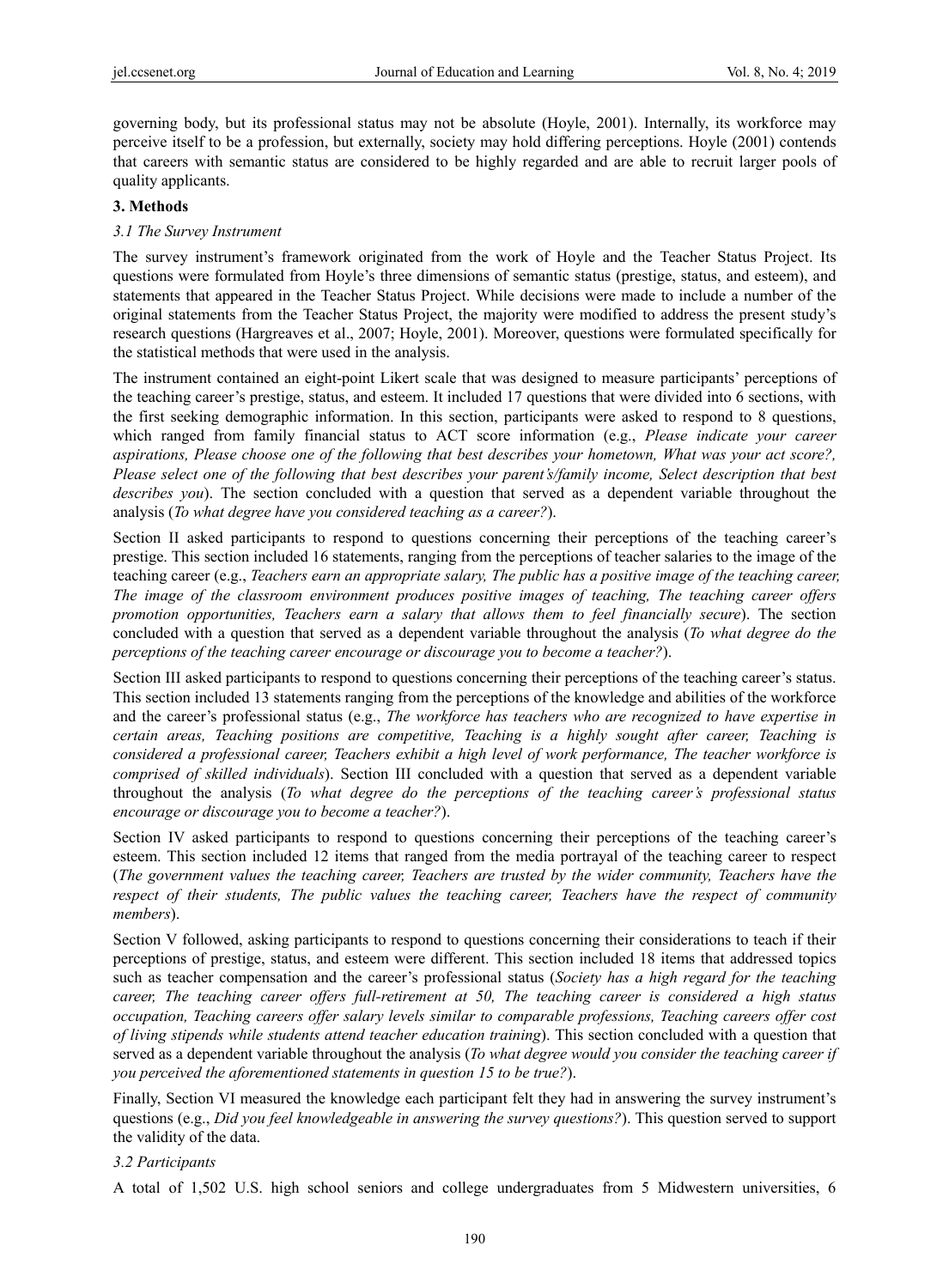governing body, but its professional status may not be absolute (Hoyle, 2001). Internally, its workforce may perceive itself to be a profession, but externally, society may hold differing perceptions. Hoyle (2001) contends that careers with semantic status are considered to be highly regarded and are able to recruit larger pools of quality applicants.

## 3. Methods

### *3.1 The Survey Instrument*

The survey instrument's framework originated from the work of Hoyle and the Teacher Status Project. Its questions were formulated from Hoyle's three dimensions of semantic status (prestige, status, and esteem), and statements that appeared in the Teacher Status Project. While decisions were made to include a number of the original statements from the Teacher Status Project, the majority were modified to address the present study's research questions (Hargreaves et al., 2007; Hoyle, 2001). Moreover, questions were formulated specifically for the statistical methods that were used in the analysis.

The instrument contained an eight-point Likert scale that was designed to measure participants' perceptions of the teaching career's prestige, status, and esteem. It included 17 questions that were divided into 6 sections, with the first seeking demographic information. In this section, participants were asked to respond to up to 8 questions, which ranged from family financial status to ACT score information (e.g., *Please indicate your career aspirations, Please choose one of the following that best describes your hometown, What was your act score?, Please select one of the following that best describes your parent's/family income, Select description that best describes you*). The section concluded with a question that served as a dependent variable throughout the analysis (*To what degree have you considered teaching as a career?*).

Section II asked participants to respond to questions concerning their perceptions of the teaching career's prestige. This section included 16 statements, ranging from the perceptions of teacher salaries to the image of the teaching career (e.g., *Teachers earn an appropriate salary, The public has a positive image of the teaching career, The image of the classroom environment produces positive images of teaching, The teaching career offers promotion opportunities, Teachers earn a salary that allows them to feel financially secure*). The section concluded with a question that served as a dependent variable throughout the analysis (*To what degree do the perceptions of the teaching career encourage or discourage you to become a teacher?*).

Section III asked participants to respond to questions concerning their perceptions of the teaching career's status. This section included 13 statements ranging from the perceptions of the knowledge and abilities of the workforce and the career's professional status (e.g., *The workforce has teachers who are recognized to have expertise in certain areas, Teaching positions are competitive, Teaching is a highly sought after career, Teaching is considered a professional career, Teachers exhibit a high level of work performance, The teacher workforce is comprised of skilled individuals*). Section III concluded with a question that served as a dependent variable throughout the analysis (*To what degree do the perceptions of the teaching career's professional status encourage or discourage you to become a teacher?*).

Section IV asked participants to respond to questions concerning their perceptions of the teaching career's esteem. This section included 12 items that ranged from the media portrayal of the teaching career to respect (*The government values the teaching career, Teachers are trusted by the wider community, Teachers have the respect of their students, The public values the teaching career, Teachers have the respect of community members*).

Section V followed, asking participants to respond to questions concerning their considerations to teach if their perceptions of prestige, status, and esteem were different. This section included 18 items that addressed topics such as teacher compensation and the career's professional status (*Society has a high regard for the teaching career, The teaching career offers full-retirement at 50, The teaching career is considered a high status occupation, Teaching careers offer salary levels similar to comparable professions, Teaching careers offer cost of living stipends while students attend teacher education training*). This section concluded with a question that served as a dependent variable throughout the analysis (*To what degree would you consider the teaching career if you perceived the aforementioned statements in question 15 to be true?*).

Finally, Section VI measured the knowledge each participant felt they had in answering the survey instrument's questions (e.g., *Did you feel knowledgeable in answering the survey questions?*). This question served to support the validity of the data.

### *3.2 Participants*

A total of 1,502 U.S. high school seniors and college undergraduates from 5 Midwestern universities, 6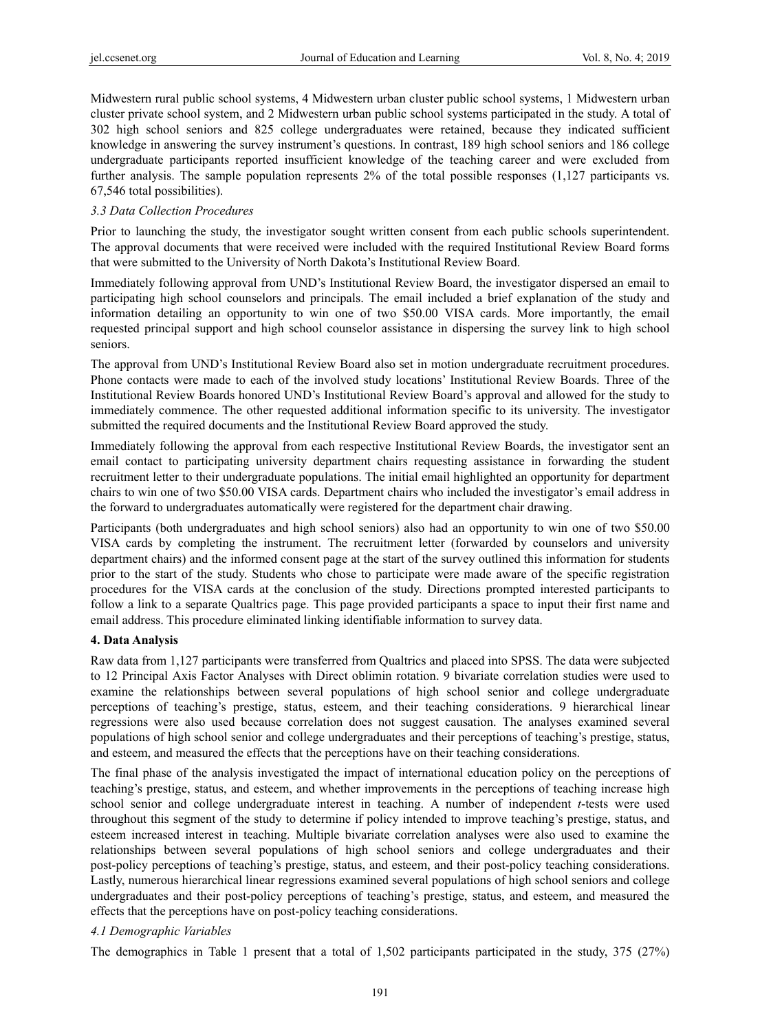Midwestern rural public school systems, 4 Midwestern urban cluster public school systems, 1 Midwestern urban cluster private school system, and 2 Midwestern urban public school systems participated in the study. A total of 302 high school seniors and 825 college undergraduates were retained, because they indicated sufficient knowledge in answering the survey instrument's questions. In contrast, 189 high school seniors and 186 college undergraduate participants reported insufficient knowledge of the teaching career and were excluded from further analysis. The sample population represents 2% of the total possible responses (1,127 participants vs. 67,546 total possibilities).

### *3.3 Data Collection Procedures*

Prior to launching the study, the investigator sought written consent from each public schools superintendent. The approval documents that were received were included with the required Institutional Review Board forms that were submitted to the University of North Dakota's Institutional Review Board.

Immediately following approval from UND's Institutional Review Board, the investigator dispersed an email to participating high school counselors and principals. The email included a brief explanation of the study and information detailing an opportunity to win one of two $50.00 VISA cards. More importantly, the email requested principal support and high school counselor assistance in dispersing the survey link to high school seniors.

The approval from UND's Institutional Review Board also set in motion undergraduate recruitment procedures. Phone contacts were made to each of the involved study locations' Institutional Review Boards. Three of the Institutional Review Boards honored UND's Institutional Review Board's approval and allowed for the study to immediately commence. The other requested additional information specific to its university. The investigator submitted the required documents and the Institutional Review Board approved the study.

Immediately following the approval from each respective Institutional Review Boards, the investigator sent an email contact to participating university department chairs requesting assistance in forwarding the student recruitment letter to their undergraduate populations. The initial email highlighted an opportunity for department chairs to win one of two $50.00 VISA cards. Department chairs who included the investigator's email address in the forward to undergraduates automatically were registered for the department chair drawing.

Participants (both undergraduates and high school seniors) also had an opportunity to win one of two $50.00 VISA cards by completing the instrument. The recruitment letter (forwarded by counselors and university department chairs) and the informed consent page at the start of the survey outlined this information for students prior to the start of the study. Students who chose to participate were made aware of the specific registration procedures for the VISA cards at the conclusion of the study. Directions prompted interested participants to follow a link to a separate Qualtrics page. This page provided participants a space to input their first name and email address. This procedure eliminated linking identifiable information to survey data.

## 4. Data Analysis

Raw data from 1,127 participants were transferred from Qualtrics and placed into SPSS. The data were subjected to 12 Principal Axis Factor Analyses with Direct oblimin rotation. 9 bivariate correlation studies were used to examine the relationships between several populations of high school senior and college undergraduate perceptions of teaching's prestige, status, esteem, and their teaching considerations. 9 hierarchical linear regressions were also used because correlation does not suggest causation. The analyses examined several populations of high school senior and college undergraduates and their perceptions of teaching's prestige, status, and esteem, and measured the effects that the perceptions have on their teaching considerations.

The final phase of the analysis investigated the impact of international education policy on the perceptions of teaching's prestige, status, and esteem, and whether improvements in the perceptions of teaching increase high school senior and college undergraduate interest in teaching. A number of independent *t*-tests were used throughout this segment of the study to determine if policy intended to improve teaching's prestige, status, and esteem increased interest in teaching. Multiple bivariate correlation analyses were also used to examine the relationships between several populations of high school seniors and college undergraduates and their post-policy perceptions of teaching's prestige, status, and esteem, and their post-policy teaching considerations. Lastly, numerous hierarchical linear regressions examined several populations of high school seniors and college undergraduates and their post-policy perceptions of teaching's prestige, status, and esteem, and measured the effects that the perceptions have on post-policy teaching considerations.

### *4.1 Demographic Variables*

The demographics in Table 1 present that a total of 1,502 participants participated in the study, 375 (27%)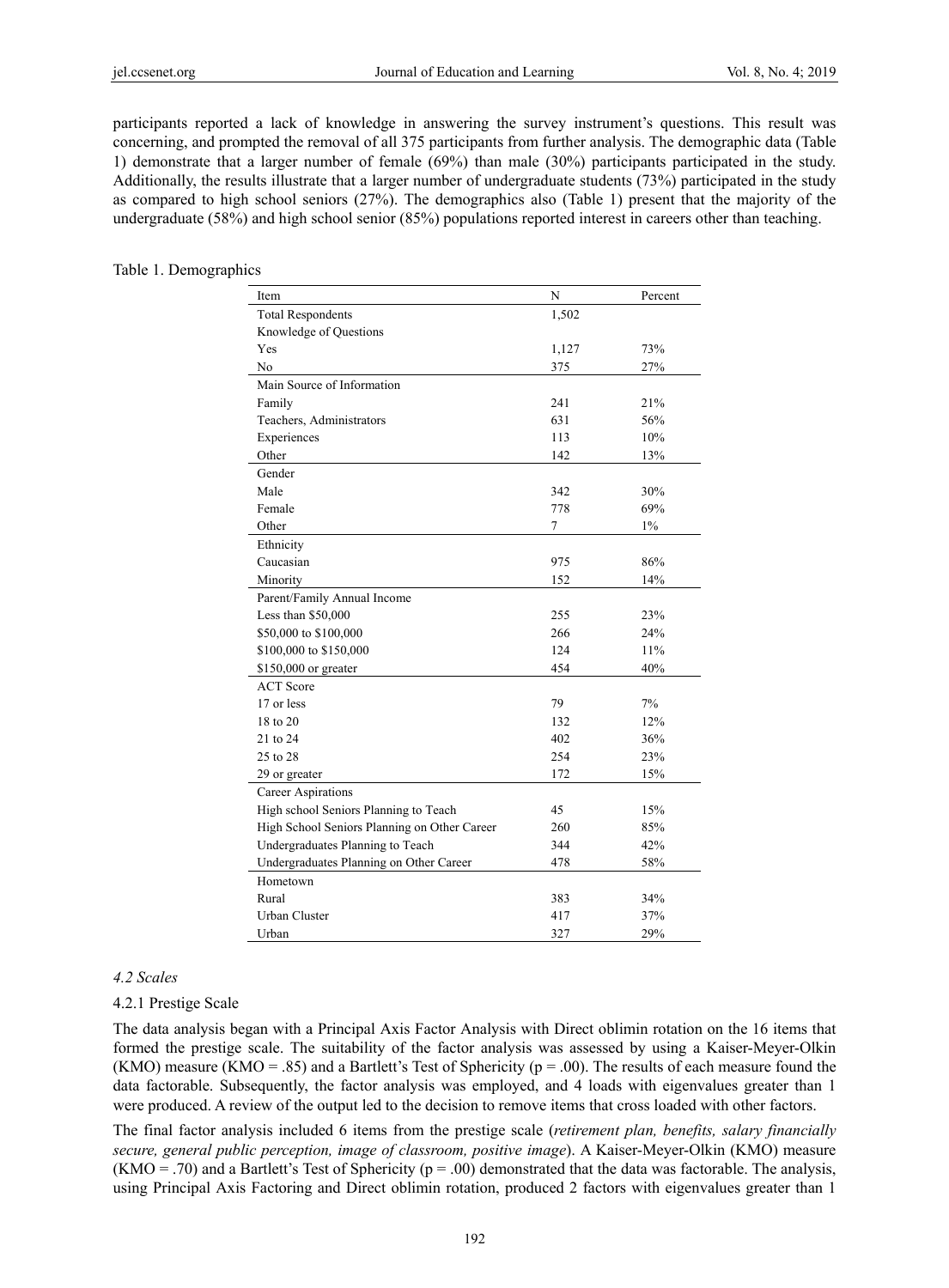participants reported a lack of knowledge in answering the survey instrument's questions. This result was concerning, and prompted the removal of all 375 participants from further analysis. The demographic data (Table 1) demonstrate that a larger number of female (69%) than male (30%) participants participated in the study. Additionally, the results illustrate that a larger number of undergraduate students (73%) participated in the study as compared to high school seniors (27%). The demographics also (Table 1) present that the majority of the undergraduate (58%) and high school senior (85%) populations reported interest in careers other than teaching.

Table 1. Demographics

| Item | N | Percent |
|---|---|---|
| Total Respondents | 1,502 | |
| Knowledge of Questions | | |
| Yes | 1,127 | 73% |
| No | 375 | 27% |
| Main Source of Information | | |
| Family | 241 | 21% |
| Teachers, Administrators | 631 | 56% |
| Experiences | 113 | 10% |
| Other | 142 | 13% |
| Gender | | |
| Male | 342 | 30% |
| Female | 778 | 69% |
| Other | 7 | 1% |
| Ethnicity | | |
| Caucasian | 975 | 86% |
| Minority | 152 | 14% |
| Parent/Family Annual Income | | |
| Less than \$50,000 | 255 | 23% |
| \$50,000 to \$100,000 | 266 | 24% |
| \$100,000 to \$150,000 | 124 | 11% |
| \$150,000 or greater | 454 | 40% |
| ACT Score | | |
| 17 or less | 79 | 7% |
| 18 to 20 | 132 | 12% |
| 21 to 24 | 402 | 36% |
| 25 to 28 | 254 | 23% |
| 29 or greater | 172 | 15% |
| Career Aspirations | | |
| High school Seniors Planning to Teach | 45 | 15% |
| High School Seniors Planning on Other Career | 260 | 85% |
| Undergraduates Planning to Teach | 344 | 42% |
| Undergraduates Planning on Other Career | 478 | 58% |
| Hometown | | |
| Rural | 383 | 34% |
| Urban Cluster | 417 | 37% |
| Urban | 327 | 29% |

### 4.2 Scales

#### 4.2.1 Prestige Scale

The data analysis began with a Principal Axis Factor Analysis with Direct oblimin rotation on the 16 items that formed the prestige scale. The suitability of the factor analysis was assessed by using a Kaiser-Meyer-Olkin (KMO) measure (KMO = .85) and a Bartlett's Test of Sphericity ($p = .00$). The results of each measure found the data factorable. Subsequently, the factor analysis was employed, and 4 loads with eigenvalues greater than 1 were produced. A review of the output led to the decision to remove items that cross loaded with other factors.

The final factor analysis included 6 items from the prestige scale (*retirement plan, benefits, salary financially secure, general public perception, image of classroom, positive image*). A Kaiser-Meyer-Olkin (KMO) measure (KMO = .70) and a Bartlett's Test of Sphericity ($p = .00$) demonstrated that the data was factorable. The analysis, using Principal Axis Factoring and Direct oblimin rotation, produced 2 factors with eigenvalues greater than 1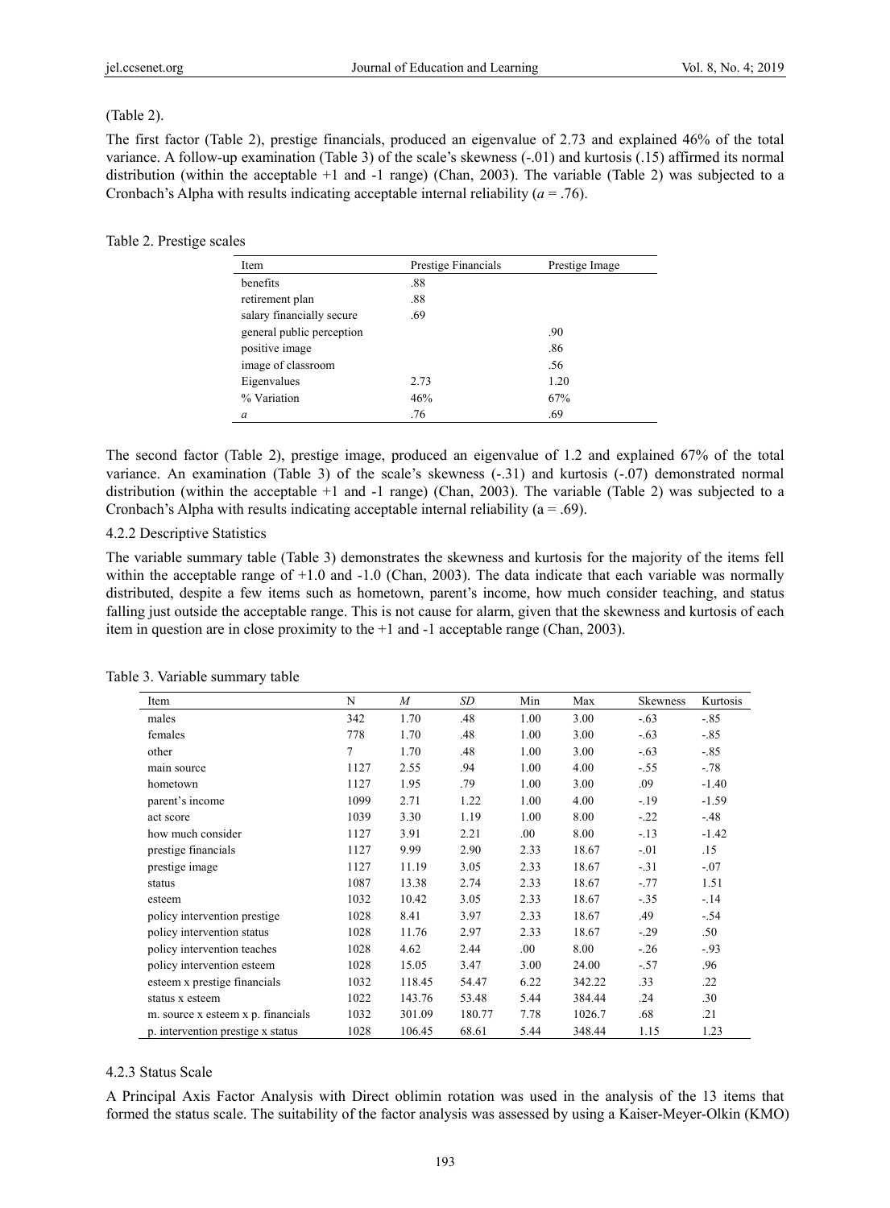(Table 2).

The first factor (Table 2), prestige financials, produced an eigenvalue of 2.73 and explained 46% of the total variance. A follow-up examination (Table 3) of the scale's skewness (-.01) and kurtosis (.15) affirmed its normal distribution (within the acceptable +1 and -1 range) (Chan, 2003). The variable (Table 2) was subjected to a Cronbach's Alpha with results indicating acceptable internal reliability (*a* = .76).

Table 2. Prestige scales

| Item | Prestige Financials | Prestige Image |
|---|---|---|
| benefits | .88 | |
| retirement plan | .88 | |
| salary financially secure | .69 | |
| general public perception | | .90 |
| positive image | | .86 |
| image of classroom | | .56 |
| Eigenvalues | 2.73 | 1.20 |
| % Variation | 46% | 67% |
| *a* | .76 | .69 |

The second factor (Table 2), prestige image, produced an eigenvalue of 1.2 and explained 67% of the total variance. An examination (Table 3) of the scale's skewness (-.31) and kurtosis (-.07) demonstrated normal distribution (within the acceptable +1 and -1 range) (Chan, 2003). The variable (Table 2) was subjected to a Cronbach's Alpha with results indicating acceptable internal reliability (a = .69).

#### 4.2.2 Descriptive Statistics

The variable summary table (Table 3) demonstrates the skewness and kurtosis for the majority of the items fell within the acceptable range of +1.0 and -1.0 (Chan, 2003). The data indicate that each variable was normally distributed, despite a few items such as hometown, parent's income, how much consider teaching, and status falling just outside the acceptable range. This is not cause for alarm, given that the skewness and kurtosis of each item in question are in close proximity to the +1 and -1 acceptable range (Chan, 2003).

Table 3. Variable summary table

| Item | N | *M* | *SD* | Min | Max | Skewness | Kurtosis |
|---|---|---|---|---|---|---|---|
| males | 342 | 1.70 | .48 | 1.00 | 3.00 | -.63 | -.85 |
| females | 778 | 1.70 | .48 | 1.00 | 3.00 | -.63 | -.85 |
| other | 7 | 1.70 | .48 | 1.00 | 3.00 | -.63 | -.85 |
| main source | 1127 | 2.55 | .94 | 1.00 | 4.00 | -.55 | -.78 |
| hometown | 1127 | 1.95 | .79 | 1.00 | 3.00 | .09 | -1.40 |
| parent's income | 1099 | 2.71 | 1.22 | 1.00 | 4.00 | -.19 | -1.59 |
| act score | 1039 | 3.30 | 1.19 | 1.00 | 8.00 | -.22 | -.48 |
| how much consider | 1127 | 3.91 | 2.21 | .00 | 8.00 | -.13 | -1.42 |
| prestige financials | 1127 | 9.99 | 2.90 | 2.33 | 18.67 | -.01 | .15 |
| prestige image | 1127 | 11.19 | 3.05 | 2.33 | 18.67 | -.31 | -.07 |
| status | 1087 | 13.38 | 2.74 | 2.33 | 18.67 | -.77 | 1.51 |
| esteem | 1032 | 10.42 | 3.05 | 2.33 | 18.67 | -.35 | -.14 |
| policy intervention prestige | 1028 | 8.41 | 3.97 | 2.33 | 18.67 | .49 | -.54 |
| policy intervention status | 1028 | 11.76 | 2.97 | 2.33 | 18.67 | -.29 | .50 |
| policy intervention teaches | 1028 | 4.62 | 2.44 | .00 | 8.00 | -.26 | -.93 |
| policy intervention esteem | 1028 | 15.05 | 3.47 | 3.00 | 24.00 | -.57 | .96 |
| esteem x prestige financials | 1032 | 118.45 | 54.47 | 6.22 | 342.22 | .33 | .22 |
| status x esteem | 1022 | 143.76 | 53.48 | 5.44 | 384.44 | .24 | .30 |
| m. source x esteem x p. financials | 1032 | 301.09 | 180.77 | 7.78 | 1026.7 | .68 | .21 |
| p. intervention prestige x status | 1028 | 106.45 | 68.61 | 5.44 | 348.44 | 1.15 | 1.23 |

#### 4.2.3 Status Scale

A Principal Axis Factor Analysis with Direct oblimin rotation was used in the analysis of the 13 items that formed the status scale. The suitability of the factor analysis was assessed by using a Kaiser-Meyer-Olkin (KMO)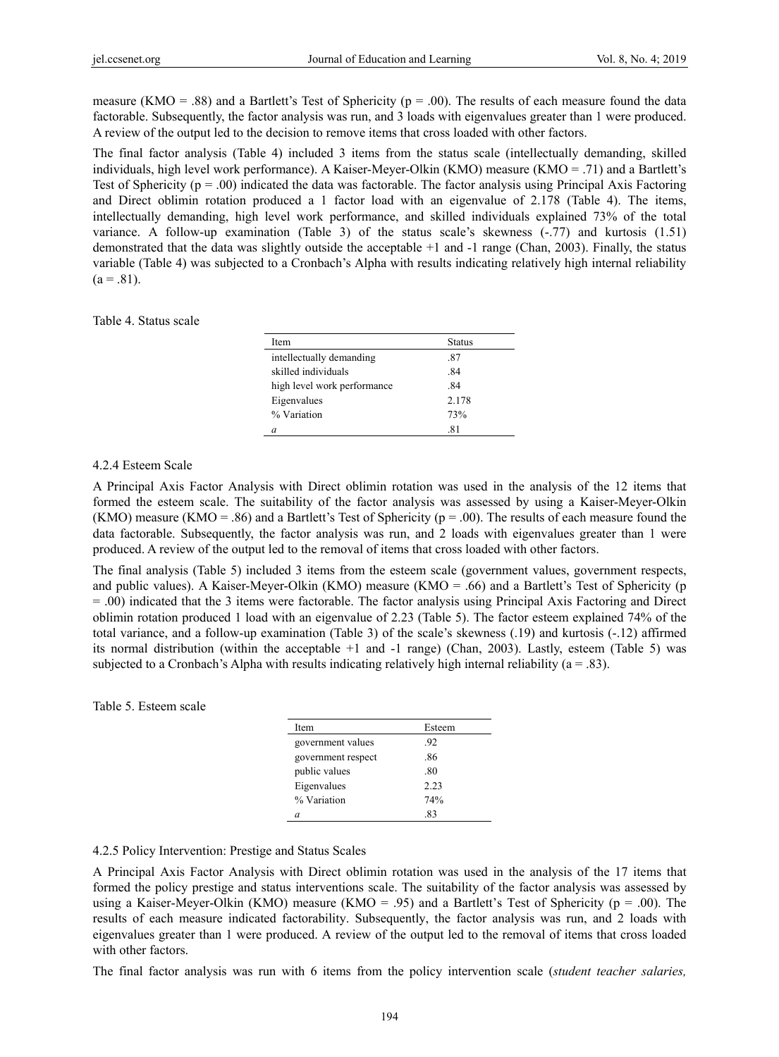measure (KMO = .88) and a Bartlett's Test of Sphericity (p = .00). The results of each measure found the data factorable. Subsequently, the factor analysis was run, and 3 loads with eigenvalues greater than 1 were produced. A review of the output led to the decision to remove items that cross loaded with other factors.

The final factor analysis (Table 4) included 3 items from the status scale (intellectually demanding, skilled individuals, high level work performance). A Kaiser-Meyer-Olkin (KMO) measure (KMO = .71) and a Bartlett's Test of Sphericity (p = .00) indicated the data was factorable. The factor analysis using Principal Axis Factoring and Direct oblimin rotation produced a 1 factor load with an eigenvalue of 2.178 (Table 4). The items, intellectually demanding, high level work performance, and skilled individuals explained 73% of the total variance. A follow-up examination (Table 3) of the status scale's skewness (-.77) and kurtosis (1.51) demonstrated that the data was slightly outside the acceptable +1 and -1 range (Chan, 2003). Finally, the status variable (Table 4) was subjected to a Cronbach's Alpha with results indicating relatively high internal reliability (a = .81).

Table 4. Status scale

| Item | Status |
|---|---|
| intellectually demanding | .87 |
| skilled individuals | .84 |
| high level work performance | .84 |
| Eigenvalues | 2.178 |
| % Variation | 73% |
| *a* | .81 |

#### 4.2.4 Esteem Scale

A Principal Axis Factor Analysis with Direct oblimin rotation was used in the analysis of the 12 items that formed the esteem scale. The suitability of the factor analysis was assessed by using a Kaiser-Meyer-Olkin (KMO) measure (KMO = .86) and a Bartlett's Test of Sphericity (p = .00). The results of each measure found the data factorable. Subsequently, the factor analysis was run, and 2 loads with eigenvalues greater than 1 were produced. A review of the output led to the removal of items that cross loaded with other factors.

The final analysis (Table 5) included 3 items from the esteem scale (government values, government respects, and public values). A Kaiser-Meyer-Olkin (KMO) measure (KMO = .66) and a Bartlett's Test of Sphericity (p = .00) indicated that the 3 items were factorable. The factor analysis using Principal Axis Factoring and Direct oblimin rotation produced 1 load with an eigenvalue of 2.23 (Table 5). The factor esteem explained 74% of the total variance, and a follow-up examination (Table 3) of the scale's skewness (.19) and kurtosis (-.12) affirmed its normal distribution (within the acceptable +1 and -1 range) (Chan, 2003). Lastly, esteem (Table 5) was subjected to a Cronbach's Alpha with results indicating relatively high internal reliability (a = .83).

Table 5. Esteem scale

| Item | Esteem |
|---|---|
| government values | .92 |
| government respect | .86 |
| public values | .80 |
| Eigenvalues | 2.23 |
| % Variation | 74% |
| *a* | .83 |

#### 4.2.5 Policy Intervention: Prestige and Status Scales

A Principal Axis Factor Analysis with Direct oblimin rotation was used in the analysis of the 17 items that formed the policy prestige and status interventions scale. The suitability of the factor analysis was assessed by using a Kaiser-Meyer-Olkin (KMO) measure (KMO = .95) and a Bartlett's Test of Sphericity (p = .00). The results of each measure indicated factorability. Subsequently, the factor analysis was run, and 2 loads with eigenvalues greater than 1 were produced. A review of the output led to the removal of items that cross loaded with other factors.

The final factor analysis was run with 6 items from the policy intervention scale (*student teacher salaries,*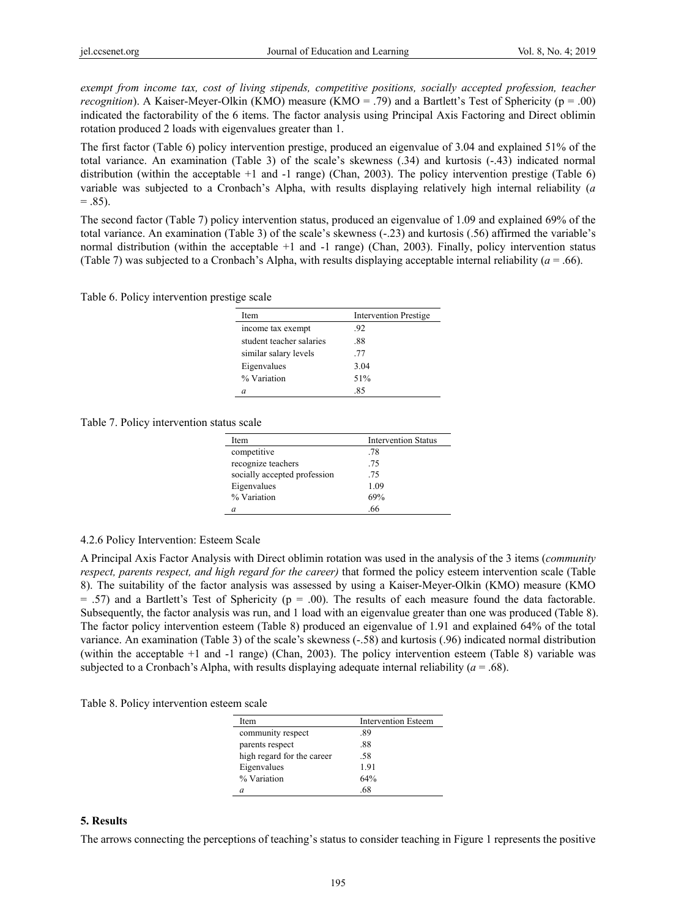*exempt from income tax, cost of living stipends, competitive positions, socially accepted profession, teacher recognition*). A Kaiser-Meyer-Olkin (KMO) measure (KMO = .79) and a Bartlett's Test of Sphericity (p = .00) indicated the factorability of the 6 items. The factor analysis using Principal Axis Factoring and Direct oblimin rotation produced 2 loads with eigenvalues greater than 1.

The first factor (Table 6) policy intervention prestige, produced an eigenvalue of 3.04 and explained 51% of the total variance. An examination (Table 3) of the scale's skewness (.34) and kurtosis (-.43) indicated normal distribution (within the acceptable +1 and -1 range) (Chan, 2003). The policy intervention prestige (Table 6) variable was subjected to a Cronbach's Alpha, with results displaying relatively high internal reliability (*a* = .85).

The second factor (Table 7) policy intervention status, produced an eigenvalue of 1.09 and explained 69% of the total variance. An examination (Table 3) of the scale's skewness (-.23) and kurtosis (.56) affirmed the variable's normal distribution (within the acceptable +1 and -1 range) (Chan, 2003). Finally, policy intervention status (Table 7) was subjected to a Cronbach's Alpha, with results displaying acceptable internal reliability (*a* = .66).

Table 6. Policy intervention prestige scale

| Item | Intervention Prestige |
|---|---|
| income tax exempt | .92 |
| student teacher salaries | .88 |
| similar salary levels | .77 |
| Eigenvalues | 3.04 |
| % Variation | 51% |
| *a* | .85 |

Table 7. Policy intervention status scale

| Item | Intervention Status |
|---|---|
| competitive | .78 |
| recognize teachers | .75 |
| socially accepted profession | .75 |
| Eigenvalues | 1.09 |
| % Variation | 69% |
| *a* | .66 |

#### 4.2.6 Policy Intervention: Esteem Scale

A Principal Axis Factor Analysis with Direct oblimin rotation was used in the analysis of the 3 items (*community respect, parents respect, and high regard for the career)* that formed the policy esteem intervention scale (Table 8). The suitability of the factor analysis was assessed by using a Kaiser-Meyer-Olkin (KMO) measure (KMO = .57) and a Bartlett's Test of Sphericity (p = .00). The results of each measure found the data factorable. Subsequently, the factor analysis was run, and 1 load with an eigenvalue greater than one was produced (Table 8). The factor policy intervention esteem (Table 8) produced an eigenvalue of 1.91 and explained 64% of the total variance. An examination (Table 3) of the scale's skewness (-.58) and kurtosis (.96) indicated normal distribution (within the acceptable +1 and -1 range) (Chan, 2003). The policy intervention esteem (Table 8) variable was subjected to a Cronbach's Alpha, with results displaying adequate internal reliability (*a* = .68).

Table 8. Policy intervention esteem scale

| Item | Intervention Esteem |
|---|---|
| community respect | .89 |
| parents respect | .88 |
| high regard for the career | .58 |
| Eigenvalues | 1.91 |
| % Variation | 64% |
| *a* | .68 |

## 5. Results

The arrows connecting the perceptions of teaching's status to consider teaching in Figure 1 represents the positive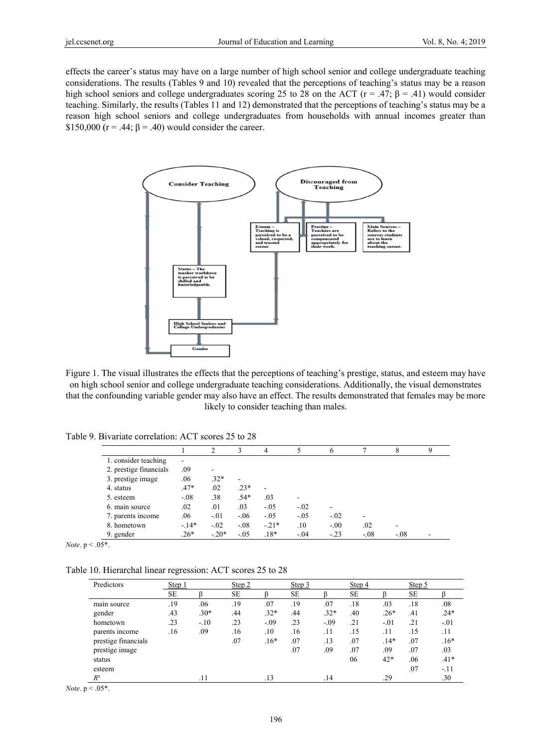effects the career's status may have on a large number of high school senior and college undergraduate teaching considerations. The results (Tables 9 and 10) revealed that the perceptions of teaching's status may be a reason high school seniors and college undergraduates scoring 25 to 28 on the ACT ($r = .47$; $\beta = .41$) would consider teaching. Similarly, the results (Tables 11 and 12) demonstrated that the perceptions of teaching's status may be a reason high school seniors and college undergraduates from households with annual incomes greater than \$150,000 ($r = .44$; $\beta = .40$) would consider the career.

Figure 1. The visual illustrates the effects that the perceptions of teaching's prestige, status, and esteem may have on high school senior and college undergraduate teaching considerations. Additionally, the visual demonstrates that the confounding variable gender may also have an effect. The results demonstrated that females may be more likely to consider teaching than males.

Table 9. Bivariate correlation: ACT scores 25 to 28

| | 1 | 2 | 3 | 4 | 5 | 6 | 7 | 8 | 9 |
|---|---|---|---|---|---|---|---|---|---|
| 1. consider teaching | - | | | | | | | | |
| 2. prestige financials | .09 | - | | | | | | | |
| 3. prestige image | .06 | .32* | - | | | | | | |
| 4. status | .47* | .02 | .23* | - | | | | | |
| 5. esteem | -.08 | .38 | .54* | .03 | - | | | | |
| 6. main source | .02 | .01 | .03 | -.05 | -.02 | - | | | |
| 7. parents income | .06 | -.01 | -.06 | -.05 | -.05 | -.02 | - | | |
| 8. hometown | -.14* | -.02 | -.08 | -.21* | .10 | -.00 | .02 | - | |
| 9. gender | .26* | -.20* | -.05 | .18* | -.04 | -.23 | -.08 | -.08 | - |

*Note*. $p < .05$*.

Table 10. Hierarchal linear regression: ACT scores 25 to 28

| Predictors | Step 1 | | Step 2 | | Step 3 | | Step 4 | | Step 5 | |
|---|---|---|---|---|---|---|---|---|---|---|
| | SE | β | SE | β | SE | β | SE | β | SE | β |
| main source | .19 | .06 | .19 | .07 | .19 | .07 | .18 | .03 | .18 | .08 |
| gender | .43 | .30* | .44 | .32* | .44 | .32* | .40 | .26* | .41 | .24* |
| hometown | .23 | -.10 | .23 | -.09 | .23 | -.09 | .21 | -.01 | .21 | -.01 |
| parents income | .16 | .09 | .16 | .10 | .16 | .11 | .15 | .11 | .15 | .11 |
| prestige financials | | | .07 | .16* | .07 | .13 | .07 | .14* | .07 | .16* |
| prestige image | | | | | .07 | .09 | .07 | .09 | .07 | .03 |
| status | | | | | | | 06 | 42* | .06 | .41* |
| esteem | | | | | | | | | .07 | -.11 |
| $R^2$ | | .11 | | .13 | | .14 | | .29 | | .30 |

*Note*. $p < .05$*.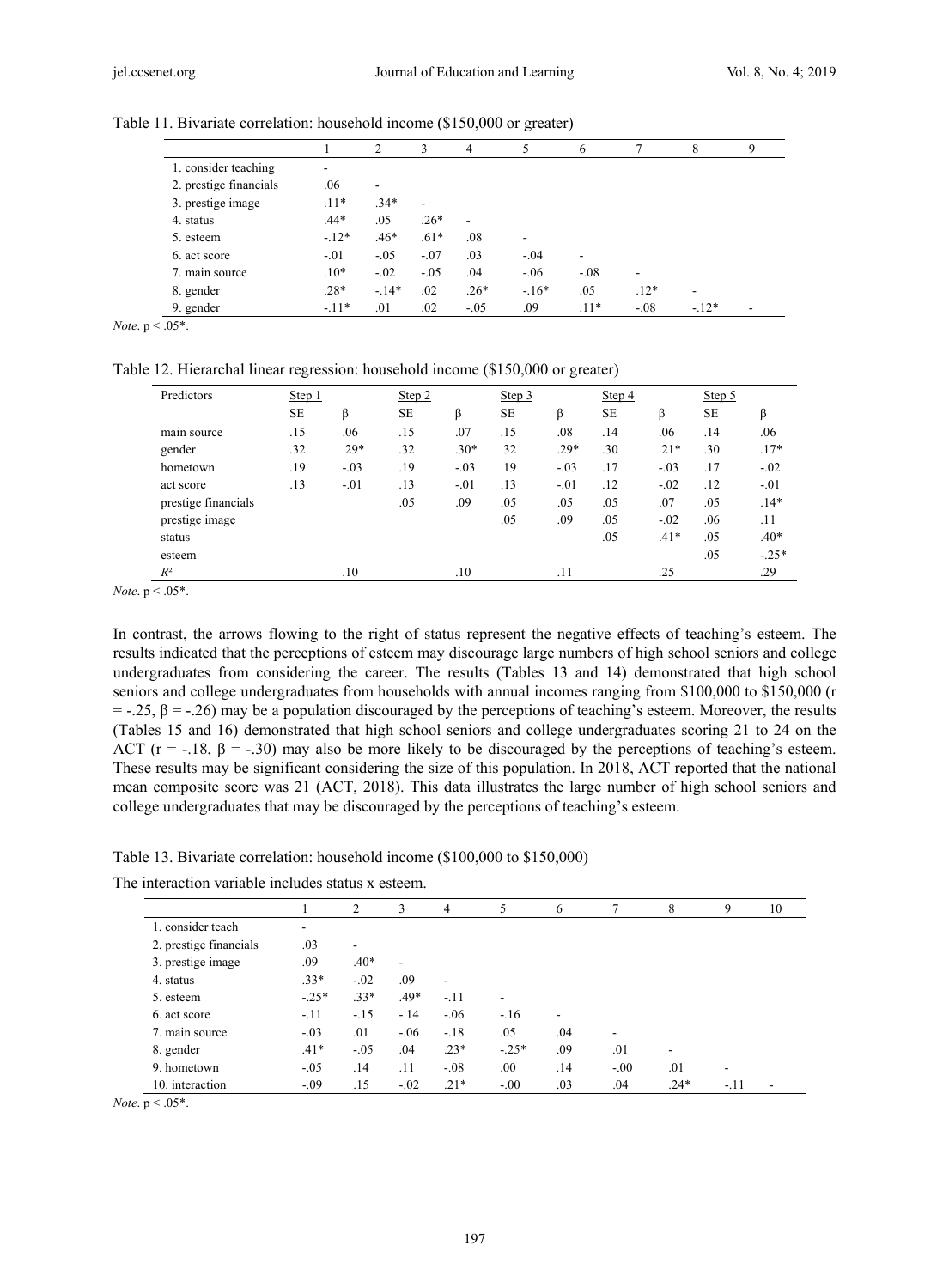Table 11. Bivariate correlation: household income ($150,000 or greater)

| | 1 | 2 | 3 | 4 | 5 | 6 | 7 | 8 | 9 |
|---|---|---|---|---|---|---|---|---|---|
| 1. consider teaching | - | | | | | | | | |
| 2. prestige financials | .06 | - | | | | | | | |
| 3. prestige image | .11* | .34* | - | | | | | | |
| 4. status | .44* | .05 | .26* | - | | | | | |
| 5. esteem | -.12* | .46* | .61* | .08 | - | | | | |
| 6. act score | -.01 | -.05 | -.07 | .03 | -.04 | - | | | |
| 7. main source | .10* | -.02 | -.05 | .04 | -.06 | -.08 | - | | |
| 8. gender | .28* | -.14* | .02 | .26* | -.16* | .05 | .12* | - | |
| 9. gender | -.11* | .01 | .02 | -.05 | .09 | .11* | -.08 | -.12* | - |

*Note*. p < .05*.

Table 12. Hierarchal linear regression: household income ($150,000 or greater)

| Predictors | Step 1 | | Step 2 | | Step 3 | | Step 4 | | Step 5 | |
|---|---|---|---|---|---|---|---|---|---|---|
| | SE | β | SE | β | SE | β | SE | β | SE | β |
| main source | .15 | .06 | .15 | .07 | .15 | .08 | .14 | .06 | .14 | .06 |
| gender | .32 | .29* | .32 | .30* | .32 | .29* | .30 | .21* | .30 | .17* |
| hometown | .19 | -.03 | .19 | -.03 | .19 | -.03 | .17 | -.03 | .17 | -.02 |
| act score | .13 | -.01 | .13 | -.01 | .13 | -.01 | .12 | -.02 | .12 | -.01 |
| prestige financials | | | .05 | .09 | .05 | .05 | .05 | .07 | .05 | .14* |
| prestige image | | | | | .05 | .09 | .05 | -.02 | .06 | .11 |
| status | | | | | | | .05 | .41* | .05 | .40* |
| esteem | | | | | | | | | .05 | -.25* |
| $R^2$ | | .10 | | .10 | | .11 | | .25 | | .29 |

*Note*. p < .05*.

In contrast, the arrows flowing to the right of status represent the negative effects of teaching's esteem. The results indicated that the perceptions of esteem may discourage large numbers of high school seniors and college undergraduates from considering the career. The results (Tables 13 and 14) demonstrated that high school seniors and college undergraduates from households with annual incomes ranging from $100,000 to $150,000 (r = -.25, β = -.26) may be a population discouraged by the perceptions of teaching's esteem. Moreover, the results (Tables 15 and 16) demonstrated that high school seniors and college undergraduates scoring 21 to 24 on the ACT (r = -.18, β = -.30) may also be more likely to be discouraged by the perceptions of teaching's esteem. These results may be significant considering the size of this population. In 2018, ACT reported that the national mean composite score was 21 (ACT, 2018). This data illustrates the large number of high school seniors and college undergraduates that may be discouraged by the perceptions of teaching's esteem.

Table 13. Bivariate correlation: household income ($100,000 to $150,000)

The interaction variable includes status x esteem.

| | 1 | 2 | 3 | 4 | 5 | 6 | 7 | 8 | 9 | 10 |
|---|---|---|---|---|---|---|---|---|---|---|
| 1. consider teach | - | | | | | | | | | |
| 2. prestige financials | .03 | - | | | | | | | | |
| 3. prestige image | .09 | .40* | - | | | | | | | |
| 4. status | .33* | -.02 | .09 | - | | | | | | |
| 5. esteem | -.25* | .33* | .49* | -.11 | - | | | | | |
| 6. act score | -.11 | -.15 | -.14 | -.06 | -.16 | - | | | | |
| 7. main source | -.03 | .01 | -.06 | -.18 | .05 | .04 | - | | | |
| 8. gender | .41* | -.05 | .04 | .23* | -.25* | .09 | .01 | - | | |
| 9. hometown | -.05 | .14 | .11 | -.08 | .00 | .14 | -.00 | .01 | - | |
| 10. interaction | -.09 | .15 | -.02 | .21* | -.00 | .03 | .04 | .24* | -.11 | - |

*Note*. p < .05*.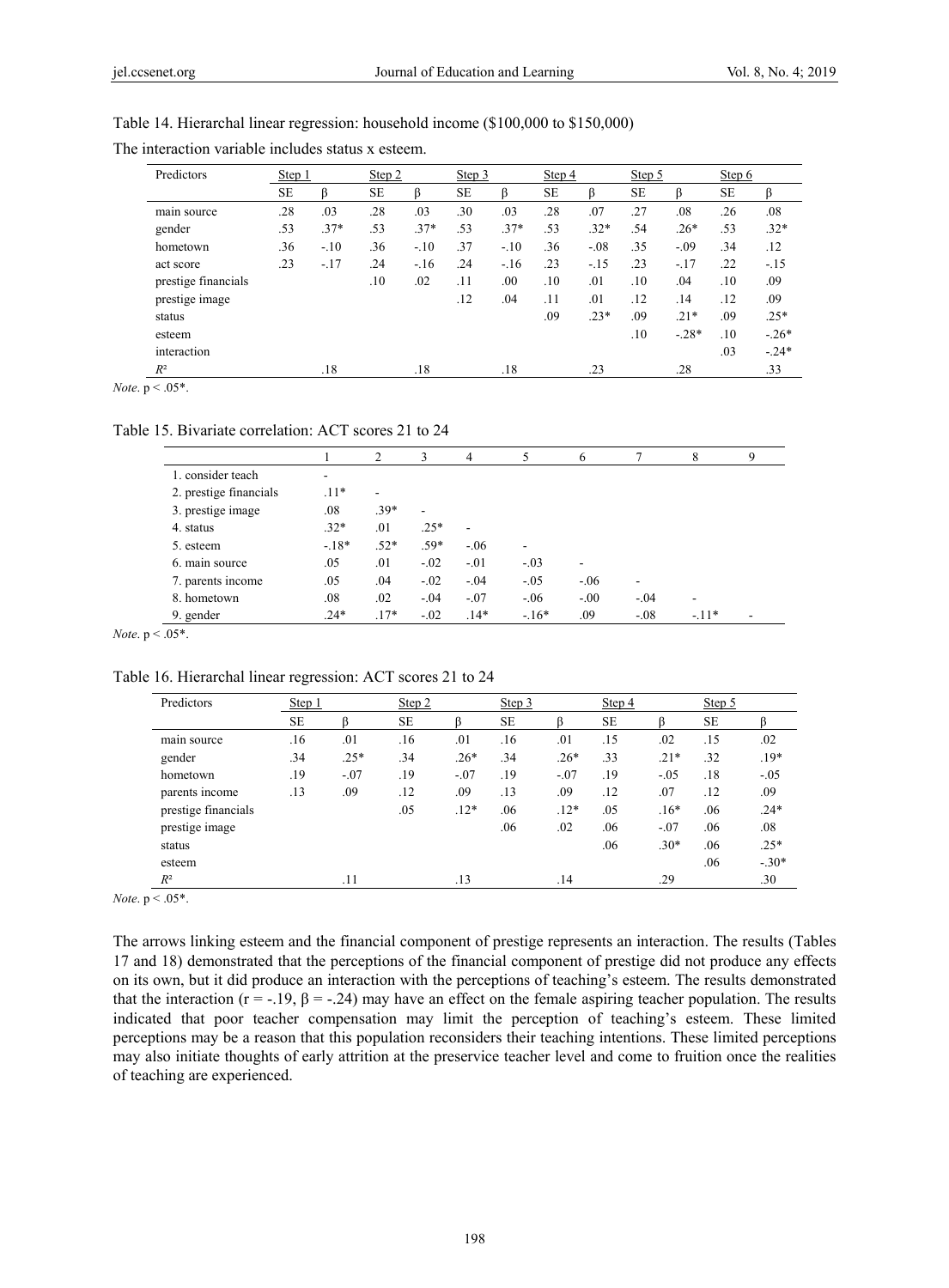Table 14. Hierarchal linear regression: household income ($100,000 to $150,000)

The interaction variable includes status x esteem.

| Predictors | Step 1 | | Step 2 | | Step 3 | | Step 4 | | Step 5 | | Step 6 | |
|---|---|---|---|---|---|---|---|---|---|---|---|---|
| | SE | β | SE | β | SE | β | SE | β | SE | β | SE | β |
| main source | .28 | .03 | .28 | .03 | .30 | .03 | .28 | .07 | .27 | .08 | .26 | .08 |
| gender | .53 | .37* | .53 | .37* | .53 | .37* | .53 | .32* | .54 | .26* | .53 | .32* |
| hometown | .36 | -.10 | .36 | -.10 | .37 | -.10 | .36 | -.08 | .35 | -.09 | .34 | .12 |
| act score | .23 | -.17 | .24 | -.16 | .24 | -.16 | .23 | -.15 | .23 | -.17 | .22 | -.15 |
| prestige financials | | | .10 | .02 | .11 | .00 | .10 | .01 | .10 | .04 | .10 | .09 |
| prestige image | | | | | .12 | .04 | .11 | .01 | .12 | .14 | .12 | .09 |
| status | | | | | | | .09 | .23* | .09 | .21* | .09 | .25* |
| esteem | | | | | | | | | .10 | -.28* | .10 | -.26* |
| interaction | | | | | | | | | | | .03 | -.24* |
| $R^2$ | | .18 | | .18 | | .18 | | .23 | | .28 | | .33 |

*Note*. p < .05*.

Table 15. Bivariate correlation: ACT scores 21 to 24

| | 1 | 2 | 3 | 4 | 5 | 6 | 7 | 8 | 9 |
|---|---|---|---|---|---|---|---|---|---|
| 1. consider teach | - | | | | | | | | |
| 2. prestige financials | .11* | - | | | | | | | |
| 3. prestige image | .08 | .39* | - | | | | | | |
| 4. status | .32* | .01 | .25* | - | | | | | |
| 5. esteem | -.18* | .52* | .59* | -.06 | - | | | | |
| 6. main source | .05 | .01 | -.02 | -.01 | -.03 | - | | | |
| 7. parents income | .05 | .04 | -.02 | -.04 | -.05 | -.06 | - | | |
| 8. hometown | .08 | .02 | -.04 | -.07 | -.06 | -.00 | -.04 | - | |
| 9. gender | .24* | .17* | -.02 | .14* | -.16* | .09 | -.08 | -.11* | - |

*Note*. p < .05*.

Table 16. Hierarchal linear regression: ACT scores 21 to 24

| Predictors | Step 1 | | Step 2 | | Step 3 | | Step 4 | | Step 5 | |
|---|---|---|---|---|---|---|---|---|---|---|
| | SE | β | SE | β | SE | β | SE | β | SE | β |
| main source | .16 | .01 | .16 | .01 | .16 | .01 | .15 | .02 | .15 | .02 |
| gender | .34 | .25* | .34 | .26* | .34 | .26* | .33 | .21* | .32 | .19* |
| hometown | .19 | -.07 | .19 | -.07 | .19 | -.07 | .19 | -.05 | .18 | -.05 |
| parents income | .13 | .09 | .12 | .09 | .13 | .09 | .12 | .07 | .12 | .09 |
| prestige financials | | | .05 | .12* | .06 | .12* | .05 | .16* | .06 | .24* |
| prestige image | | | | | .06 | .02 | .06 | -.07 | .06 | .08 |
| status | | | | | | | .06 | .30* | .06 | .25* |
| esteem | | | | | | | | | .06 | -.30* |
| $R^2$ | | .11 | | .13 | | .14 | | .29 | | .30 |

*Note*. p < .05*.

The arrows linking esteem and the financial component of prestige represents an interaction. The results (Tables 17 and 18) demonstrated that the perceptions of the financial component of prestige did not produce any effects on its own, but it did produce an interaction with the perceptions of teaching's esteem. The results demonstrated that the interaction ($r = -.19$, $\beta = -.24$) may have an effect on the female aspiring teacher population. The results indicated that poor teacher compensation may limit the perception of teaching's esteem. These limited perceptions may be a reason that this population reconsiders their teaching intentions. These limited perceptions may also initiate thoughts of early attrition at the preservice teacher level and come to fruition once the realities of teaching are experienced.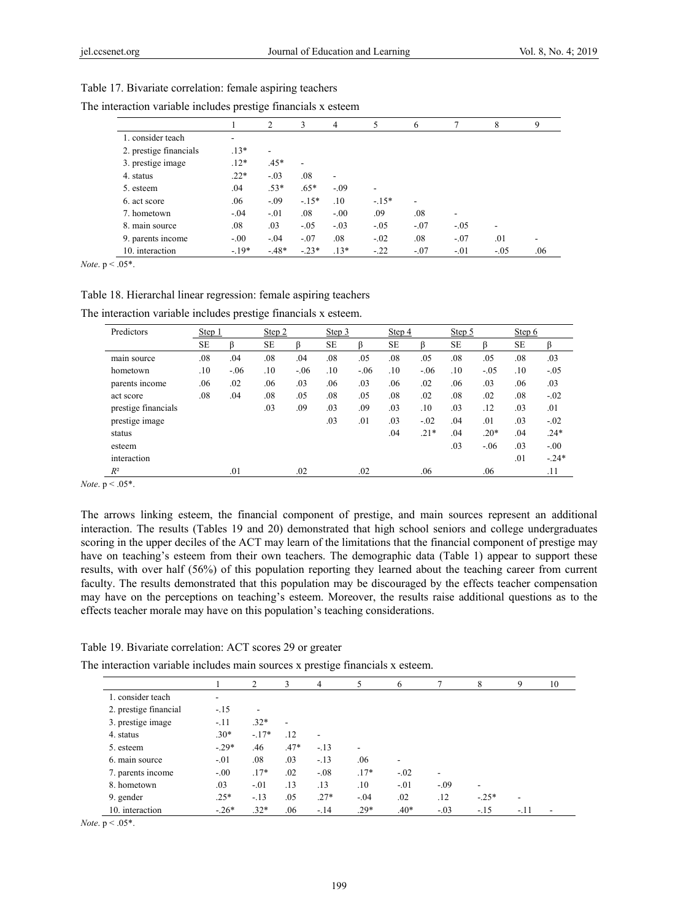Table 17. Bivariate correlation: female aspiring teachers

The interaction variable includes prestige financials x esteem

| | 1 | 2 | 3 | 4 | 5 | 6 | 7 | 8 | 9 |
|---|---|---|---|---|---|---|---|---|---|
| 1. consider teach | - | | | | | | | | |
| 2. prestige financials | .13* | - | | | | | | | |
| 3. prestige image | .12* | .45* | - | | | | | | |
| 4. status | .22* | -.03 | .08 | - | | | | | |
| 5. esteem | .04 | .53* | .65* | -.09 | - | | | | |
| 6. act score | .06 | -.09 | -.15* | .10 | -.15* | - | | | |
| 7. hometown | -.04 | -.01 | .08 | -.00 | .09 | .08 | - | | |
| 8. main source | .08 | .03 | -.05 | -.03 | -.05 | -.07 | -.05 | - | |
| 9. parents income | -.00 | -.04 | -.07 | .08 | -.02 | .08 | -.07 | .01 | - |
| 10. interaction | -.19* | -.48* | -.23* | .13* | -.22 | -.07 | -.01 | -.05 | .06 |

*Note*. $p < .05$*.

Table 18. Hierarchal linear regression: female aspiring teachers

The interaction variable includes prestige financials x esteem.

| Predictors | Step 1 | | Step 2 | | Step 3 | | Step 4 | | Step 5 | | Step 6 | |
|---|---|---|---|---|---|---|---|---|---|---|---|---|
| | SE | β | SE | β | SE | β | SE | β | SE | β | SE | β |
| main source | .08 | .04 | .08 | .04 | .08 | .05 | .08 | .05 | .08 | .05 | .08 | .03 |
| hometown | .10 | -.06 | .10 | -.06 | .10 | -.06 | .10 | -.06 | .10 | -.05 | .10 | -.05 |
| parents income | .06 | .02 | .06 | .03 | .06 | .03 | .06 | .02 | .06 | .03 | .06 | .03 |
| act score | .08 | .04 | .08 | .05 | .08 | .05 | .08 | .02 | .08 | .02 | .08 | -.02 |
| prestige financials | | | .03 | .09 | .03 | .09 | .03 | .10 | .03 | .12 | .03 | .01 |
| prestige image | | | | | .03 | .01 | .03 | -.02 | .04 | .01 | .03 | -.02 |
| status | | | | | | | .04 | .21* | .04 | .20* | .04 | .24* |
| esteem | | | | | | | | | .03 | -.06 | .03 | -.00 |
| interaction | | | | | | | | | | | .01 | -.24* |
| $R^2$ | | .01 | | .02 | | .02 | | .06 | | .06 | | .11 |

*Note*. $p < .05$*.

The arrows linking esteem, the financial component of prestige, and main sources represent an additional interaction. The results (Tables 19 and 20) demonstrated that high school seniors and college undergraduates scoring in the upper deciles of the ACT may learn of the limitations that the financial component of prestige may have on teaching's esteem from their own teachers. The demographic data (Table 1) appear to support these results, with over half (56%) of this population reporting they learned about the teaching career from current faculty. The results demonstrated that this population may be discouraged by the effects teacher compensation may have on the perceptions on teaching's esteem. Moreover, the results raise additional questions as to the effects teacher morale may have on this population's teaching considerations.

Table 19. Bivariate correlation: ACT scores 29 or greater

The interaction variable includes main sources x prestige financials x esteem.

| | 1 | 2 | 3 | 4 | 5 | 6 | 7 | 8 | 9 | 10 |
|---|---|---|---|---|---|---|---|---|---|---|
| 1. consider teach | - | | | | | | | | | |
| 2. prestige financial | -.15 | - | | | | | | | | |
| 3. prestige image | -.11 | .32* | - | | | | | | | |
| 4. status | .30* | -.17* | .12 | - | | | | | | |
| 5. esteem | -.29* | .46 | .47* | -.13 | - | | | | | |
| 6. main source | -.01 | .08 | .03 | -.13 | .06 | - | | | | |
| 7. parents income | -.00 | .17* | .02 | -.08 | .17* | -.02 | - | | | |
| 8. hometown | .03 | -.01 | .13 | .13 | .10 | -.01 | -.09 | - | | |
| 9. gender | .25* | -.13 | .05 | .27* | -.04 | .02 | .12 | -.25* | - | |
| 10. interaction | -.26* | .32* | .06 | -.14 | .29* | .40* | -.03 | -.15 | -.11 | - |

*Note*. $p < .05$*.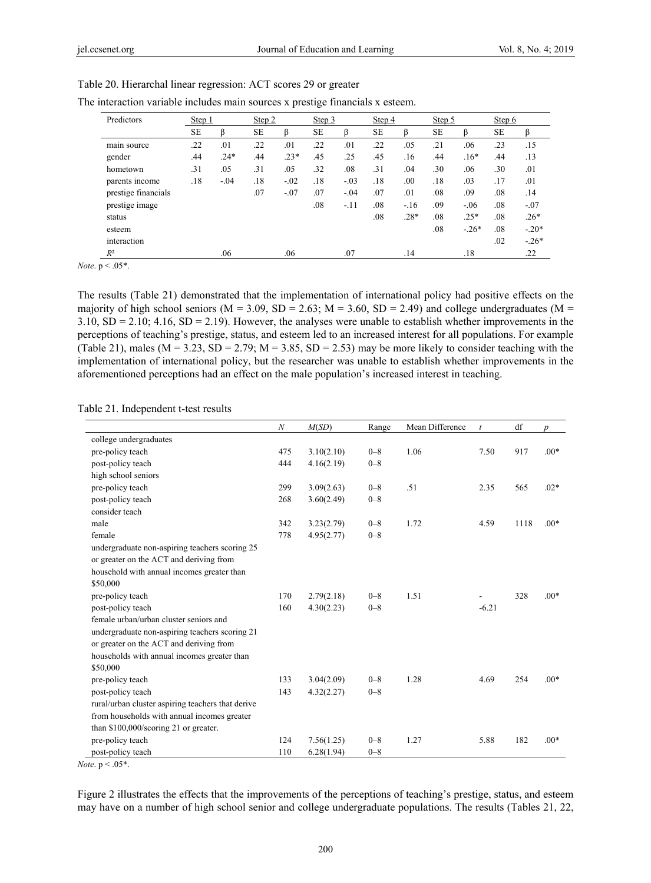Table 20. Hierarchal linear regression: ACT scores 29 or greater

The interaction variable includes main sources x prestige financials x esteem.

| Predictors | Step 1 | | Step 2 | | Step 3 | | Step 4 | | Step 5 | | Step 6 | |
|---|---|---|---|---|---|---|---|---|---|---|---|---|
| | SE | β | SE | β | SE | β | SE | β | SE | β | SE | β |
| main source | .22 | .01 | .22 | .01 | .22 | .01 | .22 | .05 | .21 | .06 | .23 | .15 |
| gender | .44 | .24* | .44 | .23* | .45 | .25 | .45 | .16 | .44 | .16* | .44 | .13 |
| hometown | .31 | .05 | .31 | .05 | .32 | .08 | .31 | .04 | .30 | .06 | .30 | .01 |
| parents income | .18 | -.04 | .18 | -.02 | .18 | -.03 | .18 | .00 | .18 | .03 | .17 | .01 |
| prestige financials | | | .07 | -.07 | .07 | -.04 | .07 | .01 | .08 | .09 | .08 | .14 |
| prestige image | | | | | .08 | -.11 | .08 | -.16 | .09 | -.06 | .08 | -.07 |
| status | | | | | | | .08 | .28* | .08 | .25* | .08 | .26* |
| esteem | | | | | | | | | .08 | -.26* | .08 | -.20* |
| interaction | | | | | | | | | | | .02 | -.26* |
| $R^2$ | | .06 | | .06 | | .07 | | .14 | | .18 | | .22 |

*Note*. $p < .05$*.

The results (Table 21) demonstrated that the implementation of international policy had positive effects on the majority of high school seniors (M = 3.09, SD = 2.63; M = 3.60, SD = 2.49) and college undergraduates (M = 3.10, SD = 2.10; 4.16, SD = 2.19). However, the analyses were unable to establish whether improvements in the perceptions of teaching's prestige, status, and esteem led to an increased interest for all populations. For example (Table 21), males (M = 3.23, SD = 2.79; M = 3.85, SD = 2.53) may be more likely to consider teaching with the implementation of international policy, but the researcher was unable to establish whether improvements in the aforementioned perceptions had an effect on the male population's increased interest in teaching.

Table 21. Independent t-test results

| | *N* | *M(SD)* | Range | Mean Difference | *t* | df | *p* |
|---|---|---|---|---|---|---|---|
| college undergraduates | | | | | | | |
| pre-policy teach | 475 | 3.10(2.10) | 0–8 | 1.06 | 7.50 | 917 | .00* |
| post-policy teach | 444 | 4.16(2.19) | 0–8 | | | | |
| high school seniors | | | | | | | |
| pre-policy teach | 299 | 3.09(2.63) | 0–8 | .51 | 2.35 | 565 | .02* |
| post-policy teach | 268 | 3.60(2.49) | 0–8 | | | | |
| consider teach | | | | | | | |
| male | 342 | 3.23(2.79) | 0–8 | 1.72 | 4.59 | 1118 | .00* |
| female | 778 | 4.95(2.77) | 0–8 | | | | |
| undergraduate non-aspiring teachers scoring 25 or greater on the ACT and deriving from household with annual incomes greater than $50,000 | | | | | | | |
| pre-policy teach | 170 | 2.79(2.18) | 0–8 | 1.51 | -6.21 | 328 | .00* |
| post-policy teach | 160 | 4.30(2.23) | 0–8 | | | | |
| female urban/urban cluster seniors and undergraduate non-aspiring teachers scoring 21 or greater on the ACT and deriving from households with annual incomes greater than $50,000 | | | | | | | |
| pre-policy teach | 133 | 3.04(2.09) | 0–8 | 1.28 | 4.69 | 254 | .00* |
| post-policy teach | 143 | 4.32(2.27) | 0–8 | | | | |
| rural/urban cluster aspiring teachers that derive from households with annual incomes greater than $100,000/scoring 21 or greater. | | | | | | | |
| pre-policy teach | 124 | 7.56(1.25) | 0–8 | 1.27 | 5.88 | 182 | .00* |
| post-policy teach | 110 | 6.28(1.94) | 0–8 | | | | |

*Note*. $p < .05$*.

Figure 2 illustrates the effects that the improvements of the perceptions of teaching's prestige, status, and esteem may have on a number of high school senior and college undergraduate populations. The results (Tables 21, 22,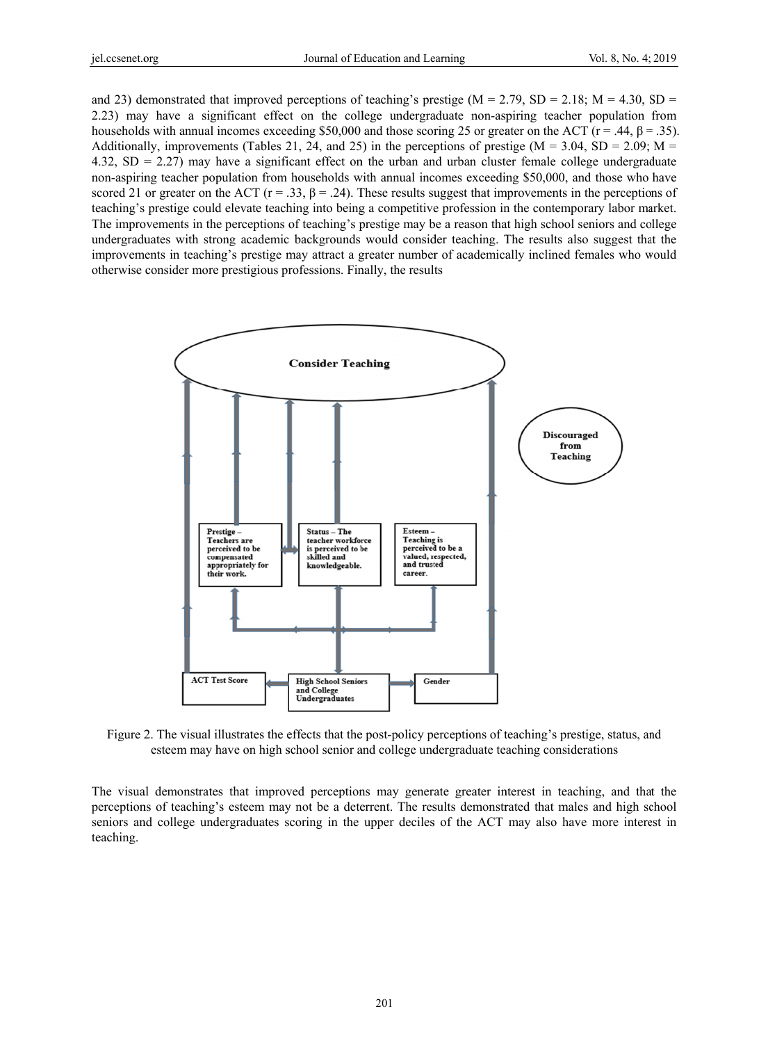and 23) demonstrated that improved perceptions of teaching's prestige ($M = 2.79$, $SD = 2.18$; $M = 4.30$, $SD = 2.23$) may have a significant effect on the college undergraduate non-aspiring teacher population from households with annual incomes exceeding $50,000 and those scoring 25 or greater on the ACT ($r = .44$, $\beta = .35$). Additionally, improvements (Tables 21, 24, and 25) in the perceptions of prestige ($M = 3.04$, $SD = 2.09$; $M = 4.32$, $SD = 2.27$) may have a significant effect on the urban and urban cluster female college undergraduate non-aspiring teacher population from households with annual incomes exceeding $50,000, and those who have scored 21 or greater on the ACT ($r = .33$, $\beta = .24$). These results suggest that improvements in the perceptions of teaching's prestige could elevate teaching into being a competitive profession in the contemporary labor market. The improvements in the perceptions of teaching's prestige may be a reason that high school seniors and college undergraduates with strong academic backgrounds would consider teaching. The results also suggest that the improvements in teaching's prestige may attract a greater number of academically inclined females who would otherwise consider more prestigious professions. Finally, the results

Figure 2. The visual illustrates the effects that the post-policy perceptions of teaching's prestige, status, and esteem may have on high school senior and college undergraduate teaching considerations

The visual demonstrates that improved perceptions may generate greater interest in teaching, and that the perceptions of teaching's esteem may not be a deterrent. The results demonstrated that males and high school seniors and college undergraduates scoring in the upper deciles of the ACT may also have more interest in teaching.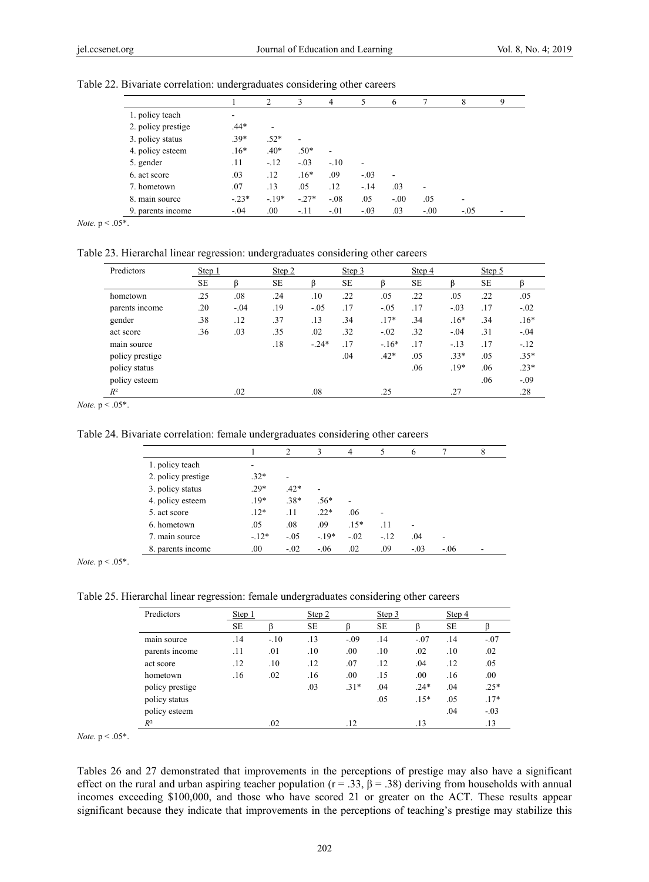Table 22. Bivariate correlation: undergraduates considering other careers

| | 1 | 2 | 3 | 4 | 5 | 6 | 7 | 8 | 9 |
|---|---|---|---|---|---|---|---|---|---|
| 1. policy teach | - | | | | | | | | |
| 2. policy prestige | .44* | - | | | | | | | |
| 3. policy status | .39* | .52* | - | | | | | | |
| 4. policy esteem | .16* | .40* | .50* | - | | | | | |
| 5. gender | .11 | -.12 | -.03 | -.10 | - | | | | |
| 6. act score | .03 | .12 | .16* | .09 | -.03 | - | | | |
| 7. hometown | .07 | .13 | .05 | .12 | -.14 | .03 | - | | |
| 8. main source | -.23* | -.19* | -.27* | -.08 | .05 | -.00 | .05 | - | |
| 9. parents income | -.04 | .00 | -.11 | -.01 | -.03 | .03 | -.00 | -.05 | - |

*Note*. p < .05*.

Table 23. Hierarchal linear regression: undergraduates considering other careers

| Predictors | Step 1 | | Step 2 | | Step 3 | | Step 4 | | Step 5 | |
|---|---|---|---|---|---|---|---|---|---|---|
| | SE | β | SE | β | SE | β | SE | β | SE | β |
| hometown | .25 | .08 | .24 | .10 | .22 | .05 | .22 | .05 | .22 | .05 |
| parents income | .20 | -.04 | .19 | -.05 | .17 | -.05 | .17 | -.03 | .17 | -.02 |
| gender | .38 | .12 | .37 | .13 | .34 | .17* | .34 | .16* | .34 | .16* |
| act score | .36 | .03 | .35 | .02 | .32 | -.02 | .32 | -.04 | .31 | -.04 |
| main source | | | .18 | -.24* | .17 | -.16* | .17 | -.13 | .17 | -.12 |
| policy prestige | | | | | .04 | .42* | .05 | .33* | .05 | .35* |
| policy status | | | | | | | .06 | .19* | .06 | .23* |
| policy esteem | | | | | | | | | .06 | -.09 |
| $R^2$ | | .02 | | .08 | | .25 | | .27 | | .28 |

*Note*. p < .05*.

Table 24. Bivariate correlation: female undergraduates considering other careers

| | 1 | 2 | 3 | 4 | 5 | 6 | 7 | 8 |
|---|---|---|---|---|---|---|---|---|
| 1. policy teach | - | | | | | | | |
| 2. policy prestige | .32* | - | | | | | | |
| 3. policy status | .29* | .42* | - | | | | | |
| 4. policy esteem | .19* | .38* | .56* | - | | | | |
| 5. act score | .12* | .11 | .22* | .06 | - | | | |
| 6. hometown | .05 | .08 | .09 | .15* | .11 | - | | |
| 7. main source | -.12* | -.05 | -.19* | -.02 | -.12 | .04 | - | |
| 8. parents income | .00 | -.02 | -.06 | .02 | .09 | -.03 | -.06 | - |

*Note*. p < .05*.

Table 25. Hierarchal linear regression: female undergraduates considering other careers

| Predictors | Step 1 | | Step 2 | | Step 3 | | Step 4 | |
|---|---|---|---|---|---|---|---|---|
| | SE | β | SE | β | SE | β | SE | β |
| main source | .14 | -.10 | .13 | -.09 | .14 | -.07 | .14 | -.07 |
| parents income | .11 | .01 | .10 | .00 | .10 | .02 | .10 | .02 |
| act score | .12 | .10 | .12 | .07 | .12 | .04 | .12 | .05 |
| hometown | .16 | .02 | .16 | .00 | .15 | .00 | .16 | .00 |
| policy prestige | | | .03 | .31* | .04 | .24* | .04 | .25* |
| policy status | | | | | .05 | .15* | .05 | .17* |
| policy esteem | | | | | | | .04 | -.03 |
| $R^2$ | | .02 | | .12 | | .13 | | .13 |

*Note*. p < .05*.

Tables 26 and 27 demonstrated that improvements in the perceptions of prestige may also have a significant effect on the rural and urban aspiring teacher population ($r = .33$, $\beta = .38$) deriving from households with annual incomes exceeding $100,000, and those who have scored 21 or greater on the ACT. These results appear significant because they indicate that improvements in the perceptions of teaching's prestige may stabilize this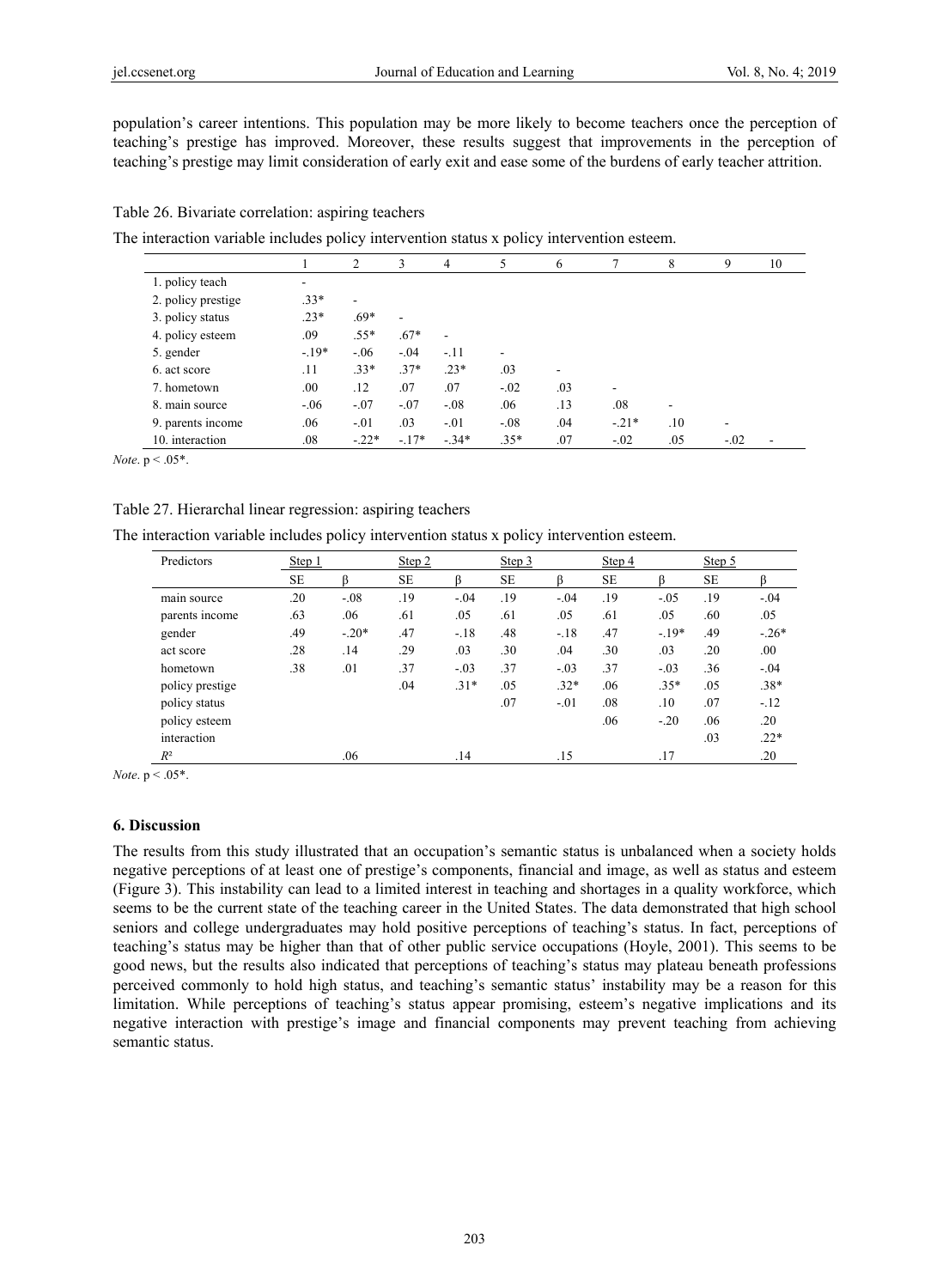population's career intentions. This population may be more likely to become teachers once the perception of teaching's prestige has improved. Moreover, these results suggest that improvements in the perception of teaching's prestige may limit consideration of early exit and ease some of the burdens of early teacher attrition.

Table 26. Bivariate correlation: aspiring teachers

The interaction variable includes policy intervention status x policy intervention esteem.

| | 1 | 2 | 3 | 4 | 5 | 6 | 7 | 8 | 9 | 10 |
|---|---|---|---|---|---|---|---|---|---|---|
| 1. policy teach | - | | | | | | | | | |
| 2. policy prestige | .33* | - | | | | | | | | |
| 3. policy status | .23* | .69* | - | | | | | | | |
| 4. policy esteem | .09 | .55* | .67* | - | | | | | | |
| 5. gender | -.19* | -.06 | -.04 | -.11 | - | | | | | |
| 6. act score | .11 | .33* | .37* | .23* | .03 | - | | | | |
| 7. hometown | .00 | .12 | .07 | .07 | -.02 | .03 | - | | | |
| 8. main source | -.06 | -.07 | -.07 | -.08 | .06 | .13 | .08 | - | | |
| 9. parents income | .06 | -.01 | .03 | -.01 | -.08 | .04 | -.21* | .10 | - | |
| 10. interaction | .08 | -.22* | -.17* | -.34* | .35* | .07 | -.02 | .05 | -.02 | - |

*Note*. $p < .05$*.

Table 27. Hierarchal linear regression: aspiring teachers

The interaction variable includes policy intervention status x policy intervention esteem.

| Predictors | Step 1 | | Step 2 | | Step 3 | | Step 4 | | Step 5 | |
|---|---|---|---|---|---|---|---|---|---|---|
| | SE | β | SE | β | SE | β | SE | β | SE | β |
| main source | .20 | -.08 | .19 | -.04 | .19 | -.04 | .19 | -.05 | .19 | -.04 |
| parents income | .63 | .06 | .61 | .05 | .61 | .05 | .61 | .05 | .60 | .05 |
| gender | .49 | -.20* | .47 | -.18 | .48 | -.18 | .47 | -.19* | .49 | -.26* |
| act score | .28 | .14 | .29 | .03 | .30 | .04 | .30 | .03 | .20 | .00 |
| hometown | .38 | .01 | .37 | -.03 | .37 | -.03 | .37 | -.03 | .36 | -.04 |
| policy prestige | | | .04 | .31* | .05 | .32* | .06 | .35* | .05 | .38* |
| policy status | | | | | .07 | -.01 | .08 | .10 | .07 | -.12 |
| policy esteem | | | | | | | .06 | -.20 | .06 | .20 |
| interaction | | | | | | | | | .03 | .22* |
| $R^2$ | | .06 | | .14 | | .15 | | .17 | | .20 |

*Note*. $p < .05$*.

## 6. Discussion

The results from this study illustrated that an occupation's semantic status is unbalanced when a society holds negative perceptions of at least one of prestige's components, financial and image, as well as status and esteem (Figure 3). This instability can lead to a limited interest in teaching and shortages in a quality workforce, which seems to be the current state of the teaching career in the United States. The data demonstrated that high school seniors and college undergraduates may hold positive perceptions of teaching's status. In fact, perceptions of teaching's status may be higher than that of other public service occupations (Hoyle, 2001). This seems to be good news, but the results also indicated that perceptions of teaching's status may plateau beneath professions perceived commonly to hold high status, and teaching's semantic status' instability may be a reason for this limitation. While perceptions of teaching's status appear promising, esteem's negative implications and its negative interaction with prestige's image and financial components may prevent teaching from achieving semantic status.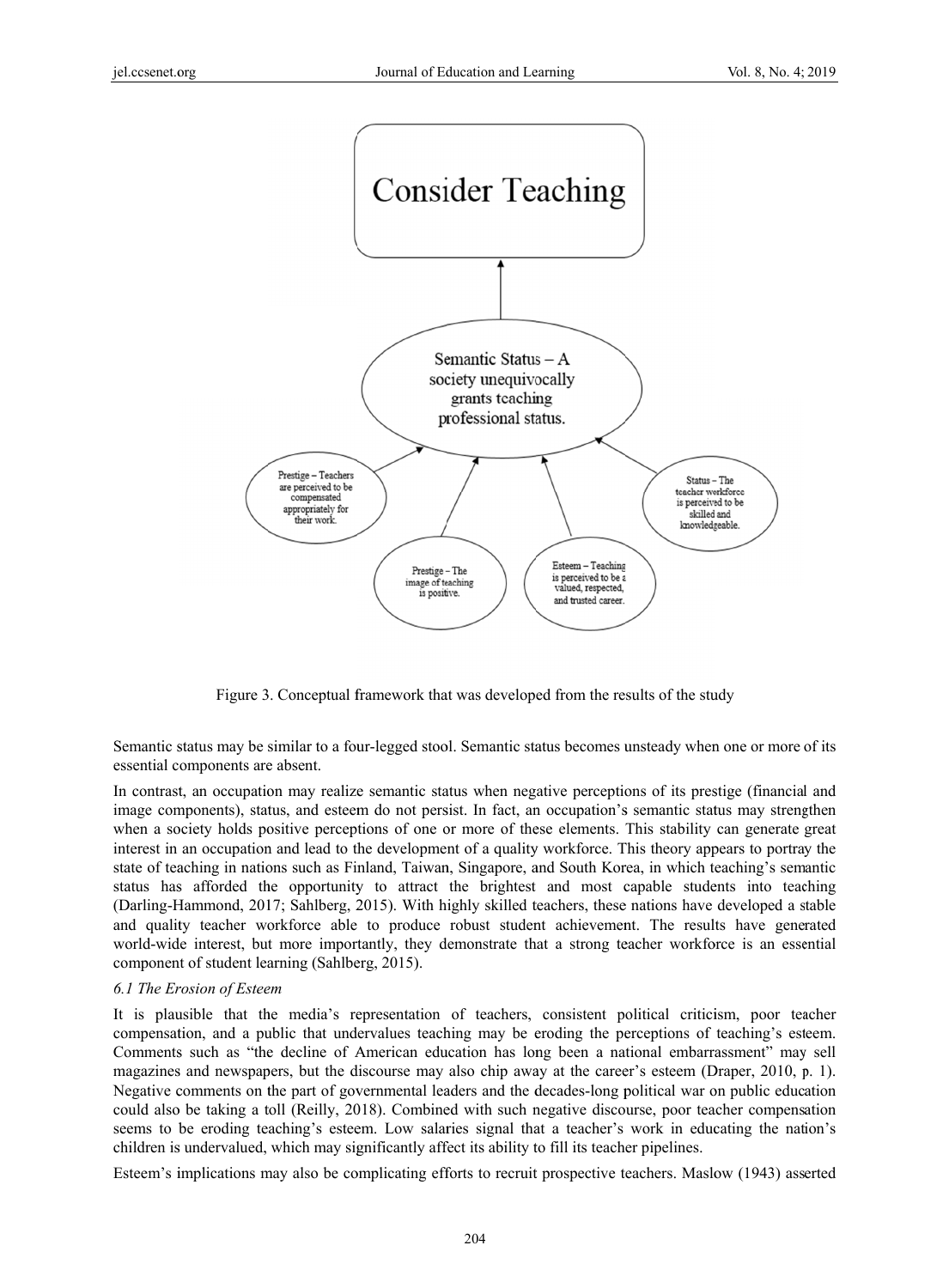Consider Teaching

Semantic Status – A society unequivocally grants teaching professional status.

Prestige – Teachers are perceived to be compensated appropriately for their work.

Prestige – The image of teaching is positive.

Esteem – Teaching is perceived to be a valued, respected, and trusted career.

Status – The teacher workforce is perceived to be skilled and knowledgeable.

Figure 3. Conceptual framework that was developed from the results of the study

Semantic status may be similar to a four-legged stool. Semantic status becomes unsteady when one or more of its essential components are absent.

In contrast, an occupation may realize semantic status when negative perceptions of its prestige (financial and image components), status, and esteem do not persist. In fact, an occupation's semantic status may strengthen when a society holds positive perceptions of one or more of these elements. This stability can generate great interest in an occupation and lead to the development of a quality workforce. This theory appears to portray the state of teaching in nations such as Finland, Taiwan, Singapore, and South Korea, in which teaching's semantic status has afforded the opportunity to attract the brightest and most capable students into teaching (Darling-Hammond, 2017; Sahlberg, 2015). With highly skilled teachers, these nations have developed a stable and quality teacher workforce able to produce robust student achievement. The results have generated world-wide interest, but more importantly, they demonstrate that a strong teacher workforce is an essential component of student learning (Sahlberg, 2015).

### *6.1 The Erosion of Esteem*

It is plausible that the media's representation of teachers, consistent political criticism, poor teacher compensation, and a public that undervalues teaching may be eroding the perceptions of teaching's esteem. Comments such as "the decline of American education has long been a national embarrassment" may sell magazines and newspapers, but the discourse may also chip away at the career's esteem (Draper, 2010, p. 1). Negative comments on the part of governmental leaders and the decades-long political war on public education could also be taking a toll (Reilly, 2018). Combined with such negative discourse, poor teacher compensation seems to be eroding teaching's esteem. Low salaries signal that a teacher's work in educating the nation's children is undervalued, which may significantly affect its ability to fill its teacher pipelines.

Esteem's implications may also be complicating efforts to recruit prospective teachers. Maslow (1943) asserted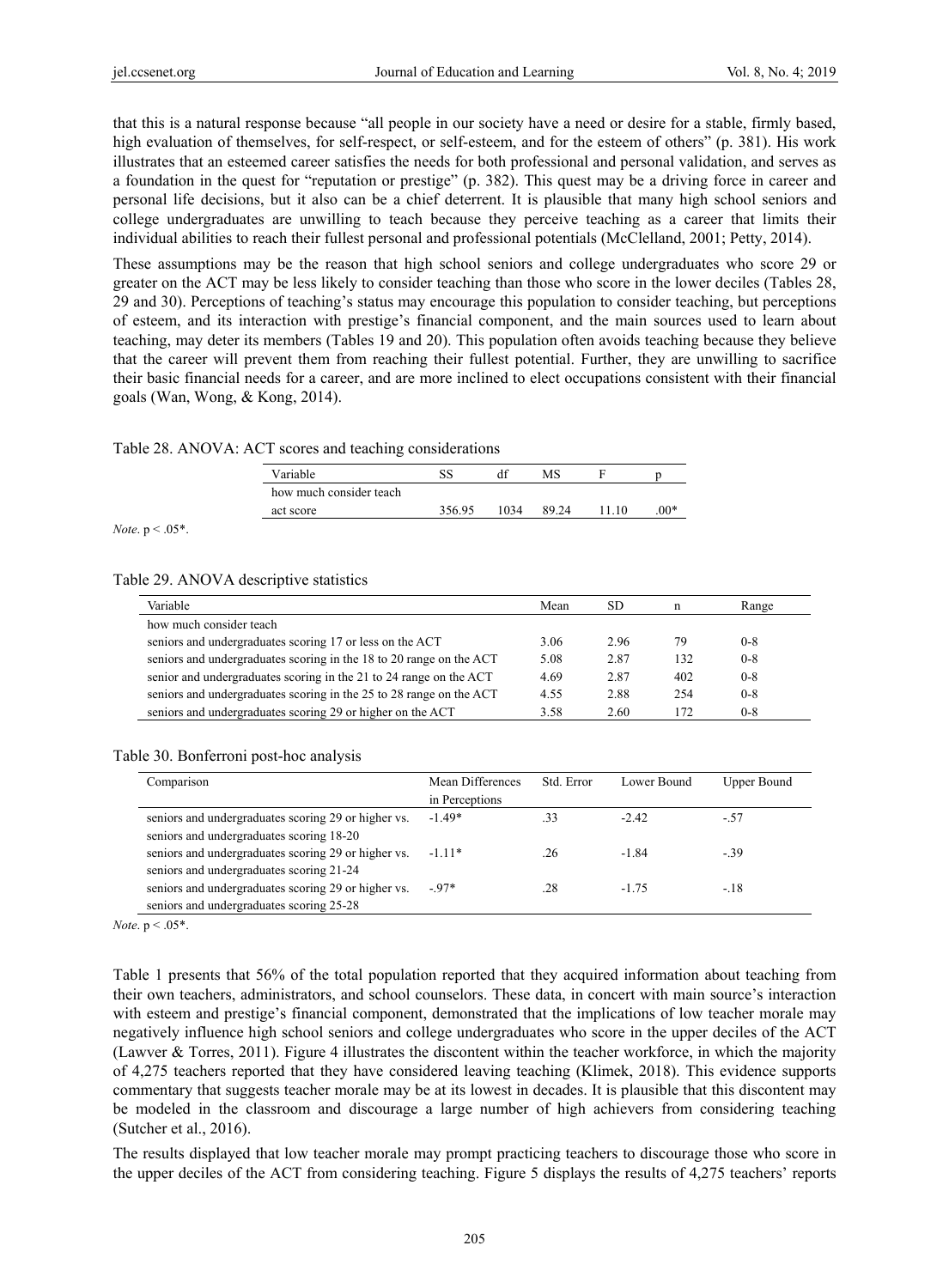that this is a natural response because "all people in our society have a need or desire for a stable, firmly based, high evaluation of themselves, for self-respect, or self-esteem, and for the esteem of others" (p. 381). His work illustrates that an esteemed career satisfies the needs for both professional and personal validation, and serves as a foundation in the quest for "reputation or prestige" (p. 382). This quest may be a driving force in career and personal life decisions, but it also can be a chief deterrent. It is plausible that many high school seniors and college undergraduates are unwilling to teach because they perceive teaching as a career that limits their individual abilities to reach their fullest personal and professional potentials (McClelland, 2001; Petty, 2014).

These assumptions may be the reason that high school seniors and college undergraduates who score 29 or greater on the ACT may be less likely to consider teaching than those who score in the lower deciles (Tables 28, 29 and 30). Perceptions of teaching's status may encourage this population to consider teaching, but perceptions of esteem, and its interaction with prestige's financial component, and the main sources used to learn about teaching, may deter its members (Tables 19 and 20). This population often avoids teaching because they believe that the career will prevent them from reaching their fullest potential. Further, they are unwilling to sacrifice their basic financial needs for a career, and are more inclined to elect occupations consistent with their financial goals (Wan, Wong, & Kong, 2014).

Table 28. ANOVA: ACT scores and teaching considerations

| Variable | SS | df | MS | F | p |
|---|---|---|---|---|---|
| how much consider teach | | | | | |
| act score | 356.95 | 1034 | 89.24 | 11.10 | .00* |

*Note*. $p < .05$*.

Table 29. ANOVA descriptive statistics

| Variable | Mean | SD | n | Range |
|---|---|---|---|---|
| how much consider teach | | | | |
| seniors and undergraduates scoring 17 or less on the ACT | 3.06 | 2.96 | 79 | 0-8 |
| seniors and undergraduates scoring in the 18 to 20 range on the ACT | 5.08 | 2.87 | 132 | 0-8 |
| senior and undergraduates scoring in the 21 to 24 range on the ACT | 4.69 | 2.87 | 402 | 0-8 |
| seniors and undergraduates scoring in the 25 to 28 range on the ACT | 4.55 | 2.88 | 254 | 0-8 |
| seniors and undergraduates scoring 29 or higher on the ACT | 3.58 | 2.60 | 172 | 0-8 |

Table 30. Bonferroni post-hoc analysis

| Comparison | Mean Differences in Perceptions | Std. Error | Lower Bound | Upper Bound |
|---|---|---|---|---|
| seniors and undergraduates scoring 29 or higher vs. seniors and undergraduates scoring 18-20 | -1.49* | .33 | -2.42 | -.57 |
| seniors and undergraduates scoring 29 or higher vs. seniors and undergraduates scoring 21-24 | -1.11* | .26 | -1.84 | -.39 |
| seniors and undergraduates scoring 29 or higher vs. seniors and undergraduates scoring 25-28 | -.97* | .28 | -1.75 | -.18 |

*Note*. $p < .05$*.

Table 1 presents that 56% of the total population reported that they acquired information about teaching from their own teachers, administrators, and school counselors. These data, in concert with main source's interaction with esteem and prestige's financial component, demonstrated that the implications of low teacher morale may negatively influence high school seniors and college undergraduates who score in the upper deciles of the ACT (Lawver & Torres, 2011). Figure 4 illustrates the discontent within the teacher workforce, in which the majority of 4,275 teachers reported that they have considered leaving teaching (Klimek, 2018). This evidence supports commentary that suggests teacher morale may be at its lowest in decades. It is plausible that this discontent may be modeled in the classroom and discourage a large number of high achievers from considering teaching (Sutcher et al., 2016).

The results displayed that low teacher morale may prompt practicing teachers to discourage those who score in the upper deciles of the ACT from considering teaching. Figure 5 displays the results of 4,275 teachers' reports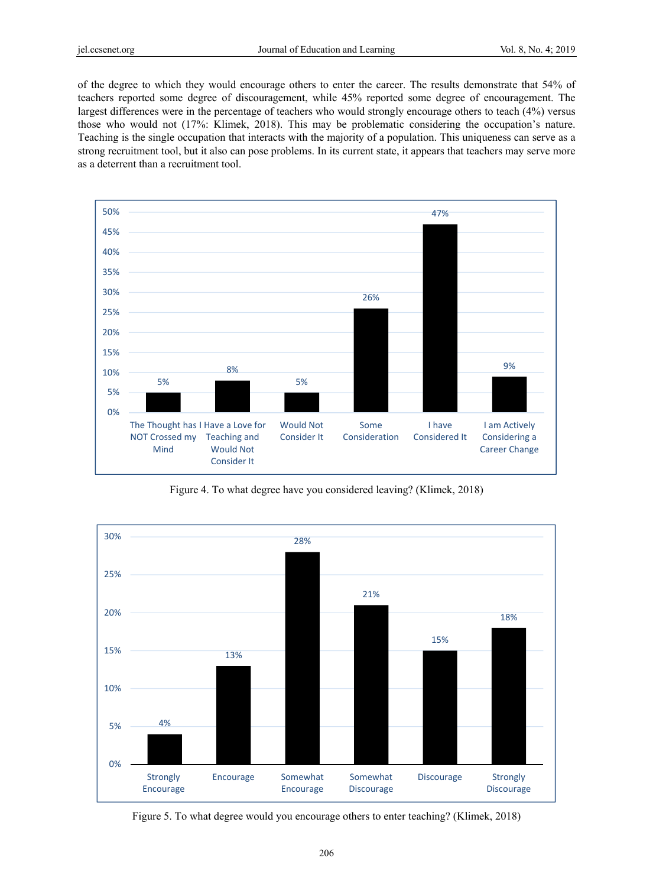of the degree to which they would encourage others to enter the career. The results demonstrate that 54% of teachers reported some degree of discouragement, while 45% reported some degree of encouragement. The largest differences were in the percentage of teachers who would strongly encourage others to teach (4%) versus those who would not (17%: Klimek, 2018). This may be problematic considering the occupation's nature. Teaching is the single occupation that interacts with the majority of a population. This uniqueness can serve as a strong recruitment tool, but it also can pose problems. In its current state, it appears that teachers may serve more as a deterrent than a recruitment tool.

| Response | Percentage |
|---|---|
| The Thought has NOT Crossed my Mind | 5% |
| I Have a Love for Teaching and Would Not Consider It | 8% |
| Would Not Consider It | 5% |
| Some Consideration | 26% |
| I have Considered It | 47% |
| I am Actively Considering a Career Change | 9% |

Figure 4. To what degree have you considered leaving? (Klimek, 2018)

| Response | Percentage |
|---|---|
| Strongly Encourage | 4% |
| Encourage | 13% |
| Somewhat Encourage | 28% |
| Somewhat Discourage | 21% |
| Discourage | 15% |
| Strongly Discourage | 18% |

Figure 5. To what degree would you encourage others to enter teaching? (Klimek, 2018)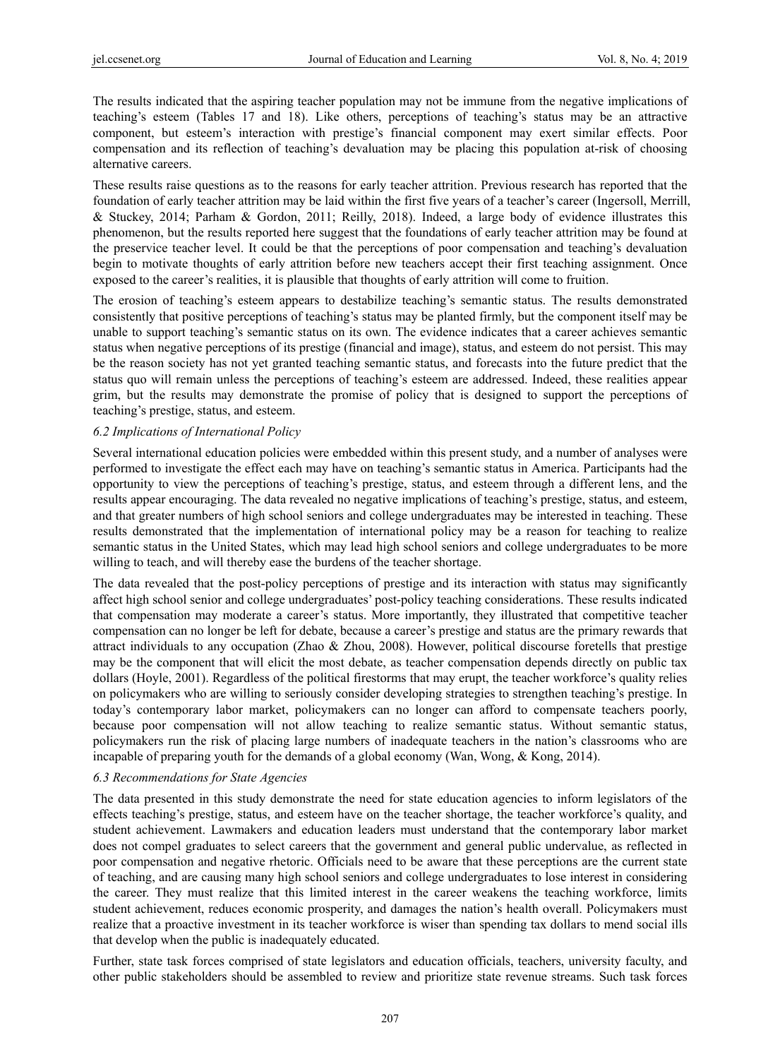The results indicated that the aspiring teacher population may not be immune from the negative implications of teaching's esteem (Tables 17 and 18). Like others, perceptions of teaching's status may be an attractive component, but esteem's interaction with prestige's financial component may exert similar effects. Poor compensation and its reflection of teaching's devaluation may be placing this population at-risk of choosing alternative careers.

These results raise questions as to the reasons for early teacher attrition. Previous research has reported that the foundation of early teacher attrition may be laid within the first five years of a teacher's career (Ingersoll, Merrill, & Stuckey, 2014; Parham & Gordon, 2011; Reilly, 2018). Indeed, a large body of evidence illustrates this phenomenon, but the results reported here suggest that the foundations of early teacher attrition may be found at the preservice teacher level. It could be that the perceptions of poor compensation and teaching's devaluation begin to motivate thoughts of early attrition before new teachers accept their first teaching assignment. Once exposed to the career's realities, it is plausible that thoughts of early attrition will come to fruition.

The erosion of teaching's esteem appears to destabilize teaching's semantic status. The results demonstrated consistently that positive perceptions of teaching's status may be planted firmly, but the component itself may be unable to support teaching's semantic status on its own. The evidence indicates that a career achieves semantic status when negative perceptions of its prestige (financial and image), status, and esteem do not persist. This may be the reason society has not yet granted teaching semantic status, and forecasts into the future predict that the status quo will remain unless the perceptions of teaching's esteem are addressed. Indeed, these realities appear grim, but the results may demonstrate the promise of policy that is designed to support the perceptions of teaching's prestige, status, and esteem.

### *6.2 Implications of International Policy*

Several international education policies were embedded within this present study, and a number of analyses were performed to investigate the effect each may have on teaching's semantic status in America. Participants had the opportunity to view the perceptions of teaching's prestige, status, and esteem through a different lens, and the results appear encouraging. The data revealed no negative implications of teaching's prestige, status, and esteem, and that greater numbers of high school seniors and college undergraduates may be interested in teaching. These results demonstrated that the implementation of international policy may be a reason for teaching to realize semantic status in the United States, which may lead high school seniors and college undergraduates to be more willing to teach, and will thereby ease the burdens of the teacher shortage.

The data revealed that the post-policy perceptions of prestige and its interaction with status may significantly affect high school senior and college undergraduates' post-policy teaching considerations. These results indicated that compensation may moderate a career's status. More importantly, they illustrated that competitive teacher compensation can no longer be left for debate, because a career's prestige and status are the primary rewards that attract individuals to any occupation (Zhao & Zhou, 2008). However, political discourse foretells that prestige may be the component that will elicit the most debate, as teacher compensation depends directly on public tax dollars (Hoyle, 2001). Regardless of the political firestorms that may erupt, the teacher workforce's quality relies on policymakers who are willing to seriously consider developing strategies to strengthen teaching's prestige. In today's contemporary labor market, policymakers can no longer can afford to compensate teachers poorly, because poor compensation will not allow teaching to realize semantic status. Without semantic status, policymakers run the risk of placing large numbers of inadequate teachers in the nation's classrooms who are incapable of preparing youth for the demands of a global economy (Wan, Wong, & Kong, 2014).

### *6.3 Recommendations for State Agencies*

The data presented in this study demonstrate the need for state education agencies to inform legislators of the effects teaching's prestige, status, and esteem have on the teacher shortage, the teacher workforce's quality, and student achievement. Lawmakers and education leaders must understand that the contemporary labor market does not compel graduates to select careers that the government and general public undervalue, as reflected in poor compensation and negative rhetoric. Officials need to be aware that these perceptions are the current state of teaching, and are causing many high school seniors and college undergraduates to lose interest in considering the career. They must realize that this limited interest in the career weakens the teaching workforce, limits student achievement, reduces economic prosperity, and damages the nation's health overall. Policymakers must realize that a proactive investment in its teacher workforce is wiser than spending tax dollars to mend social ills that develop when the public is inadequately educated.

Further, state task forces comprised of state legislators and education officials, teachers, university faculty, and other public stakeholders should be assembled to review and prioritize state revenue streams. Such task forces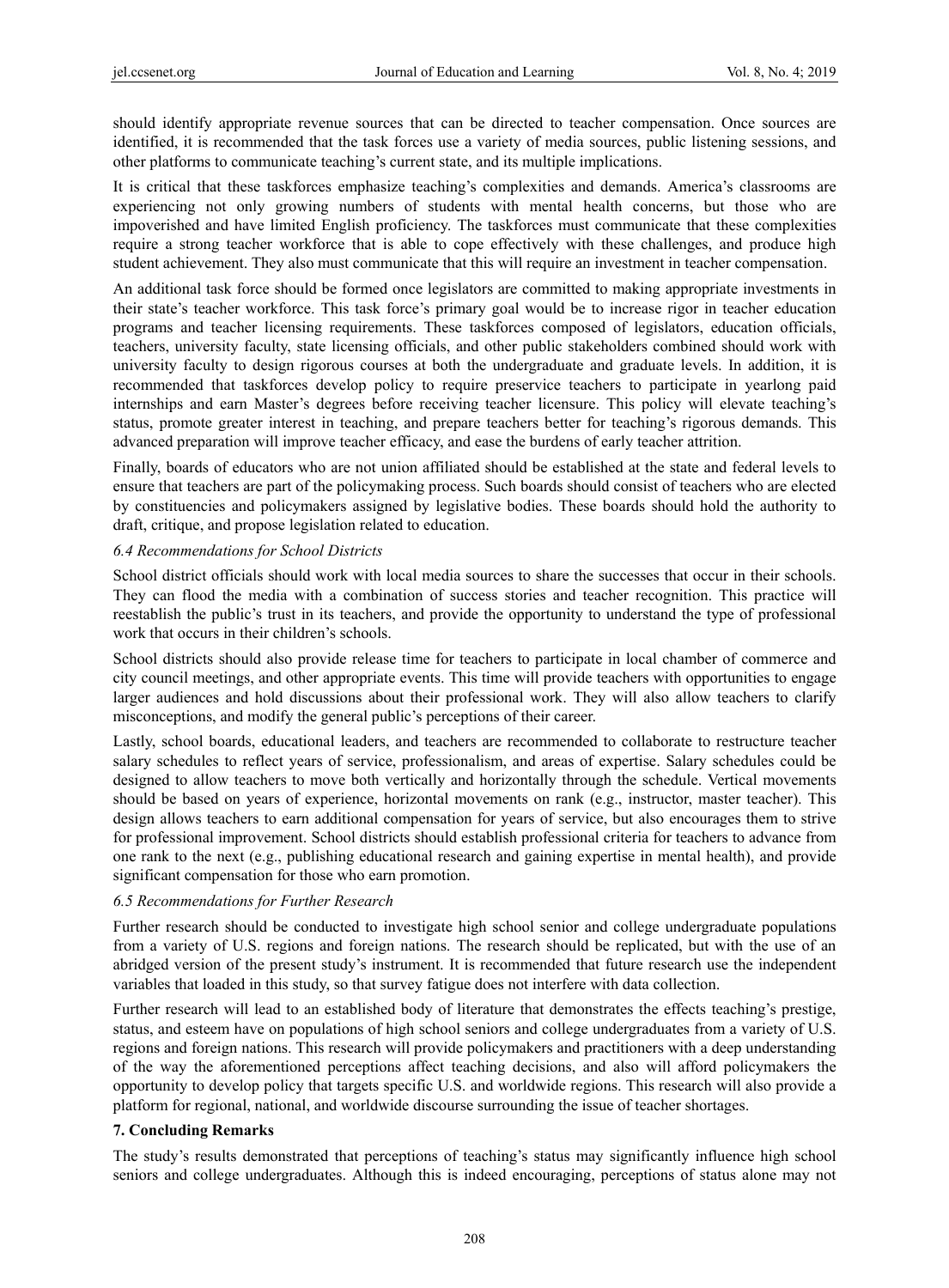should identify appropriate revenue sources that can be directed to teacher compensation. Once sources are identified, it is recommended that the task forces use a variety of media sources, public listening sessions, and other platforms to communicate teaching's current state, and its multiple implications.

It is critical that these taskforces emphasize teaching's complexities and demands. America's classrooms are experiencing not only growing numbers of students with mental health concerns, but those who are impoverished and have limited English proficiency. The taskforces must communicate that these complexities require a strong teacher workforce that is able to cope effectively with these challenges, and produce high student achievement. They also must communicate that this will require an investment in teacher compensation.

An additional task force should be formed once legislators are committed to making appropriate investments in their state's teacher workforce. This task force's primary goal would be to increase rigor in teacher education programs and teacher licensing requirements. These taskforces composed of legislators, education officials, teachers, university faculty, state licensing officials, and other public stakeholders combined should work with university faculty to design rigorous courses at both the undergraduate and graduate levels. In addition, it is recommended that taskforces develop policy to require preservice teachers to participate in yearlong paid internships and earn Master's degrees before receiving teacher licensure. This policy will elevate teaching's status, promote greater interest in teaching, and prepare teachers better for teaching's rigorous demands. This advanced preparation will improve teacher efficacy, and ease the burdens of early teacher attrition.

Finally, boards of educators who are not union affiliated should be established at the state and federal levels to ensure that teachers are part of the policymaking process. Such boards should consist of teachers who are elected by constituencies and policymakers assigned by legislative bodies. These boards should hold the authority to draft, critique, and propose legislation related to education.

### *6.4 Recommendations for School Districts*

School district officials should work with local media sources to share the successes that occur in their schools. They can flood the media with a combination of success stories and teacher recognition. This practice will reestablish the public's trust in its teachers, and provide the opportunity to understand the type of professional work that occurs in their children's schools.

School districts should also provide release time for teachers to participate in local chamber of commerce and city council meetings, and other appropriate events. This time will provide teachers with opportunities to engage larger audiences and hold discussions about their professional work. They will also allow teachers to clarify misconceptions, and modify the general public's perceptions of their career.

Lastly, school boards, educational leaders, and teachers are recommended to collaborate to restructure teacher salary schedules to reflect years of service, professionalism, and areas of expertise. Salary schedules could be designed to allow teachers to move both vertically and horizontally through the schedule. Vertical movements should be based on years of experience, horizontal movements on rank (e.g., instructor, master teacher). This design allows teachers to earn additional compensation for years of service, but also encourages them to strive for professional improvement. School districts should establish professional criteria for teachers to advance from one rank to the next (e.g., publishing educational research and gaining expertise in mental health), and provide significant compensation for those who earn promotion.

### *6.5 Recommendations for Further Research*

Further research should be conducted to investigate high school senior and college undergraduate populations from a variety of U.S. regions and foreign nations. The research should be replicated, but with the use of an abridged version of the present study's instrument. It is recommended that future research use the independent variables that loaded in this study, so that survey fatigue does not interfere with data collection.

Further research will lead to an established body of literature that demonstrates the effects teaching's prestige, status, and esteem have on populations of high school seniors and college undergraduates from a variety of U.S. regions and foreign nations. This research will provide policymakers and practitioners with a deep understanding of the way the aforementioned perceptions affect teaching decisions, and also will afford policymakers the opportunity to develop policy that targets specific U.S. and worldwide regions. This research will also provide a platform for regional, national, and worldwide discourse surrounding the issue of teacher shortages.

## **7. Concluding Remarks**

The study's results demonstrated that perceptions of teaching's status may significantly influence high school seniors and college undergraduates. Although this is indeed encouraging, perceptions of status alone may not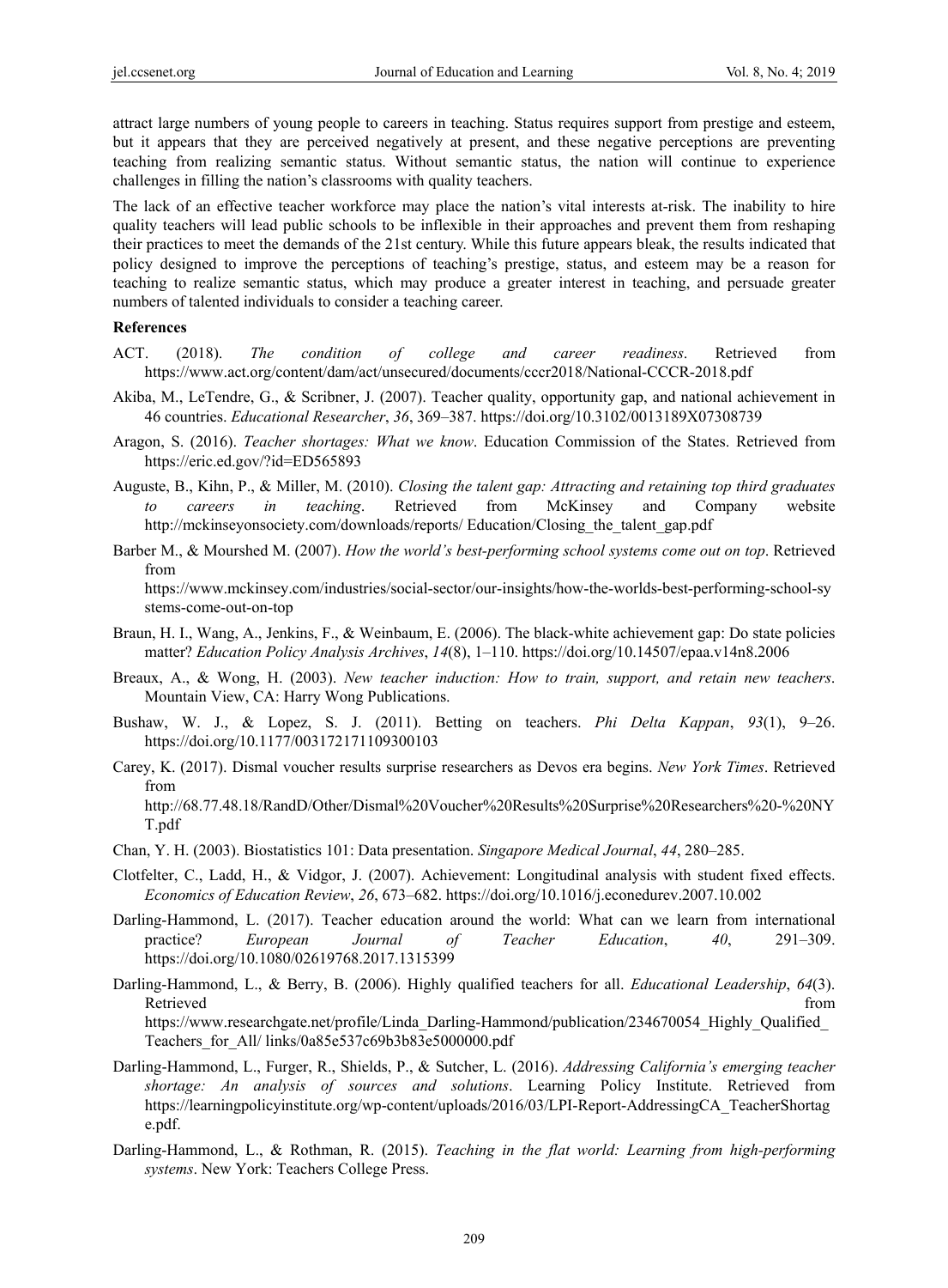attract large numbers of young people to careers in teaching. Status requires support from prestige and esteem, but it appears that they are perceived negatively at present, and these negative perceptions are preventing teaching from realizing semantic status. Without semantic status, the nation will continue to experience challenges in filling the nation's classrooms with quality teachers.

The lack of an effective teacher workforce may place the nation's vital interests at-risk. The inability to hire quality teachers will lead public schools to be inflexible in their approaches and prevent them from reshaping their practices to meet the demands of the 21st century. While this future appears bleak, the results indicated that policy designed to improve the perceptions of teaching's prestige, status, and esteem may be a reason for teaching to realize semantic status, which may produce a greater interest in teaching, and persuade greater numbers of talented individuals to consider a teaching career.

**References**

ACT. (2018). *The condition of college and career readiness*. Retrieved from https://www.act.org/content/dam/act/unsecured/documents/cccr2018/National-CCCR-2018.pdf

Akiba, M., LeTendre, G., & Scribner, J. (2007). Teacher quality, opportunity gap, and national achievement in 46 countries. *Educational Researcher*, *36*, 369–387. https://doi.org/10.3102/0013189X07308739

Aragon, S. (2016). *Teacher shortages: What we know*. Education Commission of the States. Retrieved from https://eric.ed.gov/?id=ED565893

Auguste, B., Kihn, P., & Miller, M. (2010). *Closing the talent gap: Attracting and retaining top third graduates to careers in teaching*. Retrieved from McKinsey and Company website http://mckinseyonsociety.com/downloads/reports/ Education/Closing_the_talent_gap.pdf

Barber M., & Mourshed M. (2007). *How the world's best-performing school systems come out on top*. Retrieved from https://www.mckinsey.com/industries/social-sector/our-insights/how-the-worlds-best-performing-school-systems-come-out-on-top

Braun, H. I., Wang, A., Jenkins, F., & Weinbaum, E. (2006). The black-white achievement gap: Do state policies matter? *Education Policy Analysis Archives*, *14*(8), 1–110. https://doi.org/10.14507/epaa.v14n8.2006

Breaux, A., & Wong, H. (2003). *New teacher induction: How to train, support, and retain new teachers*. Mountain View, CA: Harry Wong Publications.

Bushaw, W. J., & Lopez, S. J. (2011). Betting on teachers. *Phi Delta Kappan*, *93*(1), 9–26. https://doi.org/10.1177/003172171109300103

Carey, K. (2017). Dismal voucher results surprise researchers as Devos era begins. *New York Times*. Retrieved from http://68.77.48.18/RandD/Other/Dismal%20Voucher%20Results%20Surprise%20Researchers%20-%20NYT.pdf

Chan, Y. H. (2003). Biostatistics 101: Data presentation. *Singapore Medical Journal*, *44*, 280–285.

Clotfelter, C., Ladd, H., & Vidgor, J. (2007). Achievement: Longitudinal analysis with student fixed effects. *Economics of Education Review*, *26*, 673–682. https://doi.org/10.1016/j.econedurev.2007.10.002

Darling-Hammond, L. (2017). Teacher education around the world: What can we learn from international practice? *European Journal of Teacher Education*, *40*, 291–309. https://doi.org/10.1080/02619768.2017.1315399

Darling-Hammond, L., & Berry, B. (2006). Highly qualified teachers for all. *Educational Leadership*, *64*(3). Retrieved from https://www.researchgate.net/profile/Linda_Darling-Hammond/publication/234670054_Highly_Qualified_Teachers_for_All/ links/0a85e537c69b3b83e5000000.pdf

Darling-Hammond, L., Furger, R., Shields, P., & Sutcher, L. (2016). *Addressing California's emerging teacher shortage: An analysis of sources and solutions*. Learning Policy Institute. Retrieved from https://learningpolicyinstitute.org/wp-content/uploads/2016/03/LPI-Report-AddressingCA_TeacherShortage.pdf.

Darling-Hammond, L., & Rothman, R. (2015). *Teaching in the flat world: Learning from high-performing systems*. New York: Teachers College Press.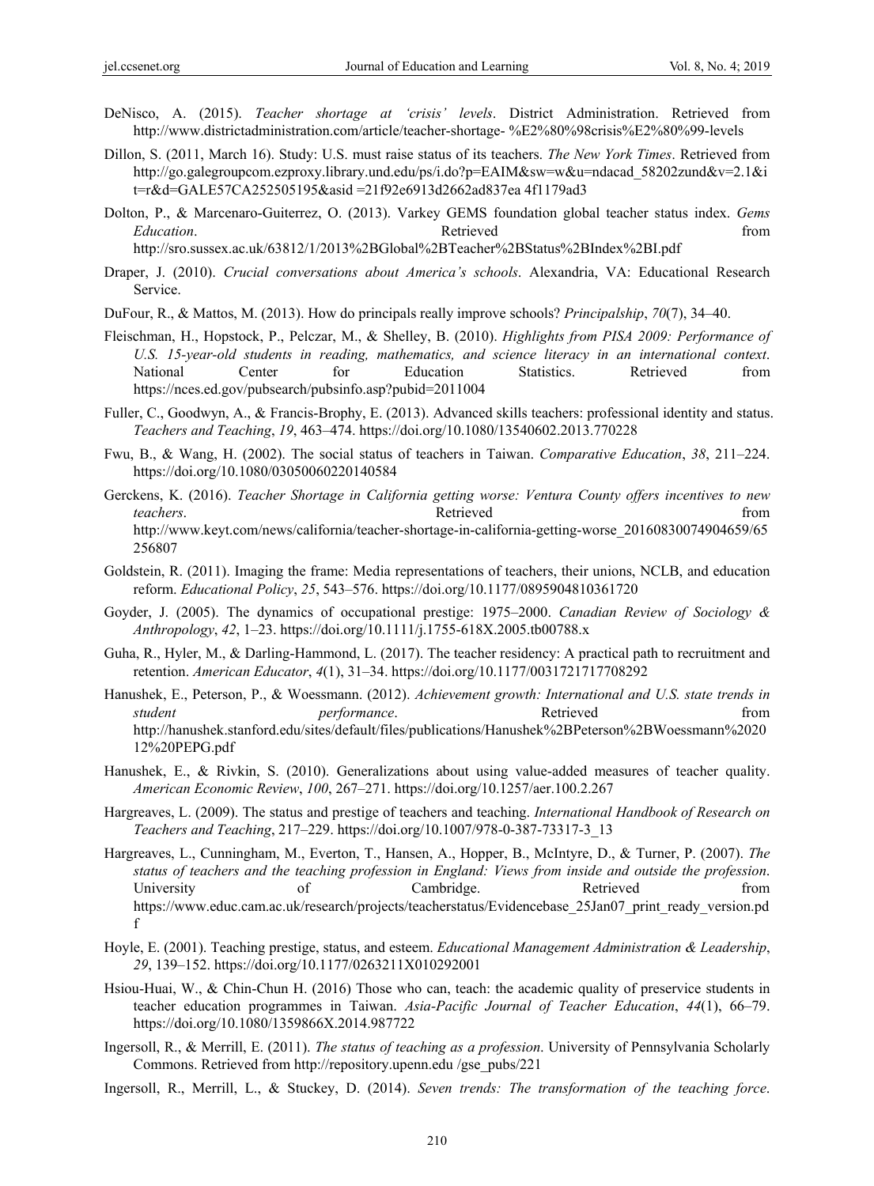DeNisco, A. (2015). *Teacher shortage at 'crisis' levels*. District Administration. Retrieved from http://www.districtadministration.com/article/teacher-shortage- %E2%80%98crisis%E2%80%99-levels

Dillon, S. (2011, March 16). Study: U.S. must raise status of its teachers. *The New York Times*. Retrieved from http://go.galegroupcom.ezproxy.library.und.edu/ps/i.do?p=EAIM&sw=w&u=ndacad_58202zund&v=2.1&it=r&d=GALE57CA252505195&asid =21f92e6913d2662ad837ea 4f1179ad3

Dolton, P., & Marcenaro-Guiterrez, O. (2013). Varkey GEMS foundation global teacher status index. *Gems Education*. Retrieved from http://sro.sussex.ac.uk/63812/1/2013%2BGlobal%2BTeacher%2BStatus%2BIndex%2BI.pdf

Draper, J. (2010). *Crucial conversations about America's schools*. Alexandria, VA: Educational Research Service.

DuFour, R., & Mattos, M. (2013). How do principals really improve schools? *Principalship*, *70*(7), 34–40.

Fleischman, H., Hopstock, P., Pelczar, M., & Shelley, B. (2010). *Highlights from PISA 2009: Performance of U.S. 15-year-old students in reading, mathematics, and science literacy in an international context*. National Center for Education Statistics. Retrieved from https://nces.ed.gov/pubsearch/pubsinfo.asp?pubid=2011004

Fuller, C., Goodwyn, A., & Francis-Brophy, E. (2013). Advanced skills teachers: professional identity and status. *Teachers and Teaching*, *19*, 463–474. https://doi.org/10.1080/13540602.2013.770228

Fwu, B., & Wang, H. (2002). The social status of teachers in Taiwan. *Comparative Education*, *38*, 211–224. https://doi.org/10.1080/03050060220140584

Gerckens, K. (2016). *Teacher Shortage in California getting worse: Ventura County offers incentives to new teachers*. Retrieved from http://www.keyt.com/news/california/teacher-shortage-in-california-getting-worse_20160830074904659/65256807

Goldstein, R. (2011). Imaging the frame: Media representations of teachers, their unions, NCLB, and education reform. *Educational Policy*, *25*, 543–576. https://doi.org/10.1177/0895904810361720

Goyder, J. (2005). The dynamics of occupational prestige: 1975–2000. *Canadian Review of Sociology & Anthropology*, *42*, 1–23. https://doi.org/10.1111/j.1755-618X.2005.tb00788.x

Guha, R., Hyler, M., & Darling-Hammond, L. (2017). The teacher residency: A practical path to recruitment and retention. *American Educator*, *4*(1), 31–34. https://doi.org/10.1177/0031721717708292

Hanushek, E., Peterson, P., & Woessmann. (2012). *Achievement growth: International and U.S. state trends in student performance*. Retrieved from http://hanushek.stanford.edu/sites/default/files/publications/Hanushek%2BPeterson%2BWoessmann%202012%20PEPG.pdf

Hanushek, E., & Rivkin, S. (2010). Generalizations about using value-added measures of teacher quality. *American Economic Review*, *100*, 267–271. https://doi.org/10.1257/aer.100.2.267

Hargreaves, L. (2009). The status and prestige of teachers and teaching. *International Handbook of Research on Teachers and Teaching*, 217–229. https://doi.org/10.1007/978-0-387-73317-3_13

Hargreaves, L., Cunningham, M., Everton, T., Hansen, A., Hopper, B., McIntyre, D., & Turner, P. (2007). *The status of teachers and the teaching profession in England: Views from inside and outside the profession*. University of Cambridge. Retrieved from https://www.educ.cam.ac.uk/research/projects/teacherstatus/Evidencebase_25Jan07_print_ready_version.pdf

Hoyle, E. (2001). Teaching prestige, status, and esteem. *Educational Management Administration & Leadership*, *29*, 139–152. https://doi.org/10.1177/0263211X010292001

Hsiou-Huai, W., & Chin-Chun H. (2016) Those who can, teach: the academic quality of preservice students in teacher education programmes in Taiwan. *Asia-Pacific Journal of Teacher Education*, *44*(1), 66–79. https://doi.org/10.1080/1359866X.2014.987722

Ingersoll, R., & Merrill, E. (2011). *The status of teaching as a profession*. University of Pennsylvania Scholarly Commons. Retrieved from http://repository.upenn.edu /gse_pubs/221

Ingersoll, R., Merrill, L., & Stuckey, D. (2014). *Seven trends: The transformation of the teaching force*.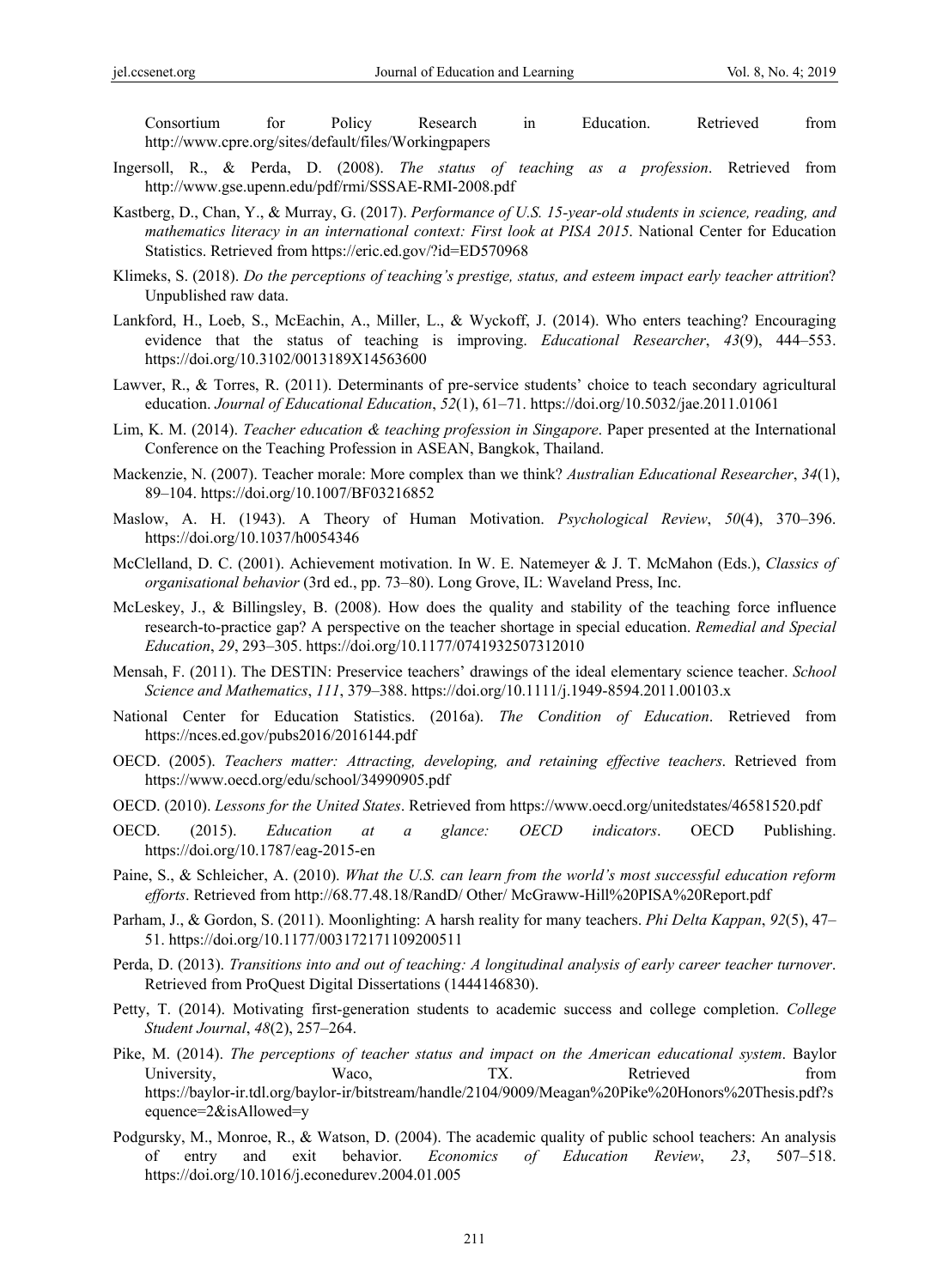Consortium for Policy Research in Education. Retrieved from http://www.cpre.org/sites/default/files/Workingpapers

Ingersoll, R., & Perda, D. (2008). *The status of teaching as a profession*. Retrieved from http://www.gse.upenn.edu/pdf/rmi/SSSAE-RMI-2008.pdf

Kastberg, D., Chan, Y., & Murray, G. (2017). *Performance of U.S. 15-year-old students in science, reading, and mathematics literacy in an international context: First look at PISA 2015*. National Center for Education Statistics. Retrieved from https://eric.ed.gov/?id=ED570968

Klimeks, S. (2018). *Do the perceptions of teaching's prestige, status, and esteem impact early teacher attrition*? Unpublished raw data.

Lankford, H., Loeb, S., McEachin, A., Miller, L., & Wyckoff, J. (2014). Who enters teaching? Encouraging evidence that the status of teaching is improving. *Educational Researcher*, *43*(9), 444–553. https://doi.org/10.3102/0013189X14563600

Lawver, R., & Torres, R. (2011). Determinants of pre-service students' choice to teach secondary agricultural education. *Journal of Educational Education*, *52*(1), 61–71. https://doi.org/10.5032/jae.2011.01061

Lim, K. M. (2014). *Teacher education & teaching profession in Singapore*. Paper presented at the International Conference on the Teaching Profession in ASEAN, Bangkok, Thailand.

Mackenzie, N. (2007). Teacher morale: More complex than we think? *Australian Educational Researcher*, *34*(1), 89–104. https://doi.org/10.1007/BF03216852

Maslow, A. H. (1943). A Theory of Human Motivation. *Psychological Review*, *50*(4), 370–396. https://doi.org/10.1037/h0054346

McClelland, D. C. (2001). Achievement motivation. In W. E. Natemeyer & J. T. McMahon (Eds.), *Classics of organisational behavior* (3rd ed., pp. 73–80). Long Grove, IL: Waveland Press, Inc.

McLeskey, J., & Billingsley, B. (2008). How does the quality and stability of the teaching force influence research-to-practice gap? A perspective on the teacher shortage in special education. *Remedial and Special Education*, *29*, 293–305. https://doi.org/10.1177/0741932507312010

Mensah, F. (2011). The DESTIN: Preservice teachers' drawings of the ideal elementary science teacher. *School Science and Mathematics*, *111*, 379–388. https://doi.org/10.1111/j.1949-8594.2011.00103.x

National Center for Education Statistics. (2016a). *The Condition of Education*. Retrieved from https://nces.ed.gov/pubs2016/2016144.pdf

OECD. (2005). *Teachers matter: Attracting, developing, and retaining effective teachers*. Retrieved from https://www.oecd.org/edu/school/34990905.pdf

OECD. (2010). *Lessons for the United States*. Retrieved from https://www.oecd.org/unitedstates/46581520.pdf

OECD. (2015). *Education at a glance: OECD indicators*. OECD Publishing. https://doi.org/10.1787/eag-2015-en

Paine, S., & Schleicher, A. (2010). *What the U.S. can learn from the world's most successful education reform efforts*. Retrieved from http://68.77.48.18/RandD/ Other/ McGraww-Hill%20PISA%20Report.pdf

Parham, J., & Gordon, S. (2011). Moonlighting: A harsh reality for many teachers. *Phi Delta Kappan*, *92*(5), 47–51. https://doi.org/10.1177/003172171109200511

Perda, D. (2013). *Transitions into and out of teaching: A longitudinal analysis of early career teacher turnover*. Retrieved from ProQuest Digital Dissertations (1444146830).

Petty, T. (2014). Motivating first-generation students to academic success and college completion. *College Student Journal*, *48*(2), 257–264.

Pike, M. (2014). *The perceptions of teacher status and impact on the American educational system*. Baylor University, Waco, TX. Retrieved from https://baylor-ir.tdl.org/baylor-ir/bitstream/handle/2104/9009/Meagan%20Pike%20Honors%20Thesis.pdf?sequence=2&isAllowed=y

Podgursky, M., Monroe, R., & Watson, D. (2004). The academic quality of public school teachers: An analysis of entry and exit behavior. *Economics of Education Review*, *23*, 507–518. https://doi.org/10.1016/j.econedurev.2004.01.005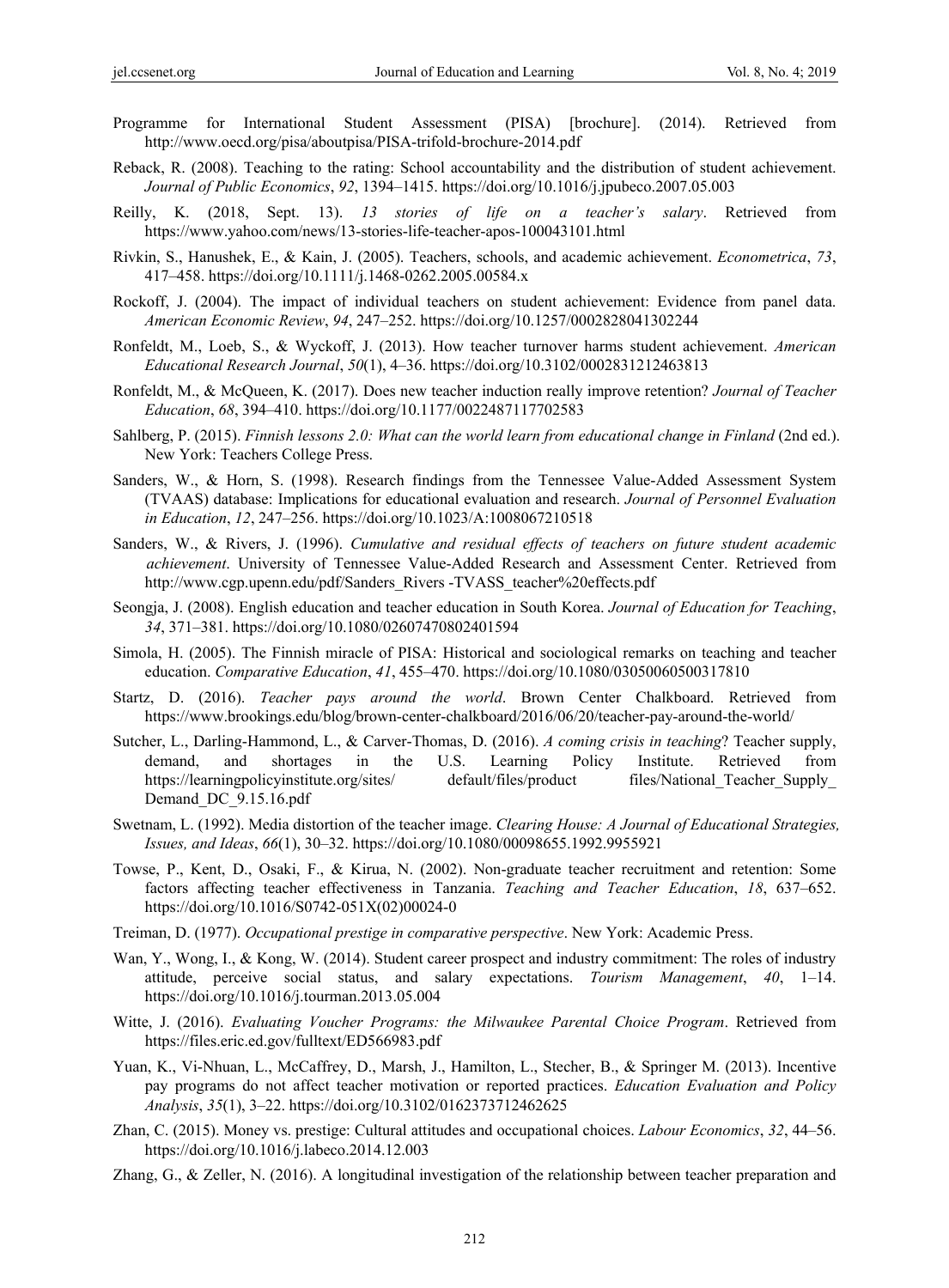Programme for International Student Assessment (PISA) [brochure]. (2014). Retrieved from http://www.oecd.org/pisa/aboutpisa/PISA-trifold-brochure-2014.pdf

Reback, R. (2008). Teaching to the rating: School accountability and the distribution of student achievement. *Journal of Public Economics*, *92*, 1394–1415. https://doi.org/10.1016/j.jpubeco.2007.05.003

Reilly, K. (2018, Sept. 13). *13 stories of life on a teacher's salary*. Retrieved from https://www.yahoo.com/news/13-stories-life-teacher-apos-100043101.html

Rivkin, S., Hanushek, E., & Kain, J. (2005). Teachers, schools, and academic achievement. *Econometrica*, *73*, 417–458. https://doi.org/10.1111/j.1468-0262.2005.00584.x

Rockoff, J. (2004). The impact of individual teachers on student achievement: Evidence from panel data. *American Economic Review*, *94*, 247–252. https://doi.org/10.1257/0002828041302244

Ronfeldt, M., Loeb, S., & Wyckoff, J. (2013). How teacher turnover harms student achievement. *American Educational Research Journal*, *50*(1), 4–36. https://doi.org/10.3102/0002831212463813

Ronfeldt, M., & McQueen, K. (2017). Does new teacher induction really improve retention? *Journal of Teacher Education*, *68*, 394–410. https://doi.org/10.1177/0022487117702583

Sahlberg, P. (2015). *Finnish lessons 2.0: What can the world learn from educational change in Finland* (2nd ed.). New York: Teachers College Press.

Sanders, W., & Horn, S. (1998). Research findings from the Tennessee Value-Added Assessment System (TVAAS) database: Implications for educational evaluation and research. *Journal of Personnel Evaluation in Education*, *12*, 247–256. https://doi.org/10.1023/A:1008067210518

Sanders, W., & Rivers, J. (1996). *Cumulative and residual effects of teachers on future student academic achievement*. University of Tennessee Value-Added Research and Assessment Center. Retrieved from http://www.cgp.upenn.edu/pdf/Sanders_Rivers -TVASS_teacher%20effects.pdf

Seongja, J. (2008). English education and teacher education in South Korea. *Journal of Education for Teaching*, *34*, 371–381. https://doi.org/10.1080/02607470802401594

Simola, H. (2005). The Finnish miracle of PISA: Historical and sociological remarks on teaching and teacher education. *Comparative Education*, *41*, 455–470. https://doi.org/10.1080/03050060500317810

Startz, D. (2016). *Teacher pays around the world*. Brown Center Chalkboard. Retrieved from https://www.brookings.edu/blog/brown-center-chalkboard/2016/06/20/teacher-pay-around-the-world/

Sutcher, L., Darling-Hammond, L., & Carver-Thomas, D. (2016). *A coming crisis in teaching*? Teacher supply, demand, and shortages in the U.S. Learning Policy Institute. Retrieved from https://learningpolicyinstitute.org/sites/ default/files/product files/National_Teacher_Supply_ Demand_DC_9.15.16.pdf

Swetnam, L. (1992). Media distortion of the teacher image. *Clearing House: A Journal of Educational Strategies, Issues, and Ideas*, *66*(1), 30–32. https://doi.org/10.1080/00098655.1992.9955921

Towse, P., Kent, D., Osaki, F., & Kirua, N. (2002). Non-graduate teacher recruitment and retention: Some factors affecting teacher effectiveness in Tanzania. *Teaching and Teacher Education*, *18*, 637–652. https://doi.org/10.1016/S0742-051X(02)00024-0

Treiman, D. (1977). *Occupational prestige in comparative perspective*. New York: Academic Press.

Wan, Y., Wong, I., & Kong, W. (2014). Student career prospect and industry commitment: The roles of industry attitude, perceive social status, and salary expectations. *Tourism Management*, *40*, 1–14. https://doi.org/10.1016/j.tourman.2013.05.004

Witte, J. (2016). *Evaluating Voucher Programs: the Milwaukee Parental Choice Program*. Retrieved from https://files.eric.ed.gov/fulltext/ED566983.pdf

Yuan, K., Vi-Nhuan, L., McCaffrey, D., Marsh, J., Hamilton, L., Stecher, B., & Springer M. (2013). Incentive pay programs do not affect teacher motivation or reported practices. *Education Evaluation and Policy Analysis*, *35*(1), 3–22. https://doi.org/10.3102/0162373712462625

Zhan, C. (2015). Money vs. prestige: Cultural attitudes and occupational choices. *Labour Economics*, *32*, 44–56. https://doi.org/10.1016/j.labeco.2014.12.003

Zhang, G., & Zeller, N. (2016). A longitudinal investigation of the relationship between teacher preparation and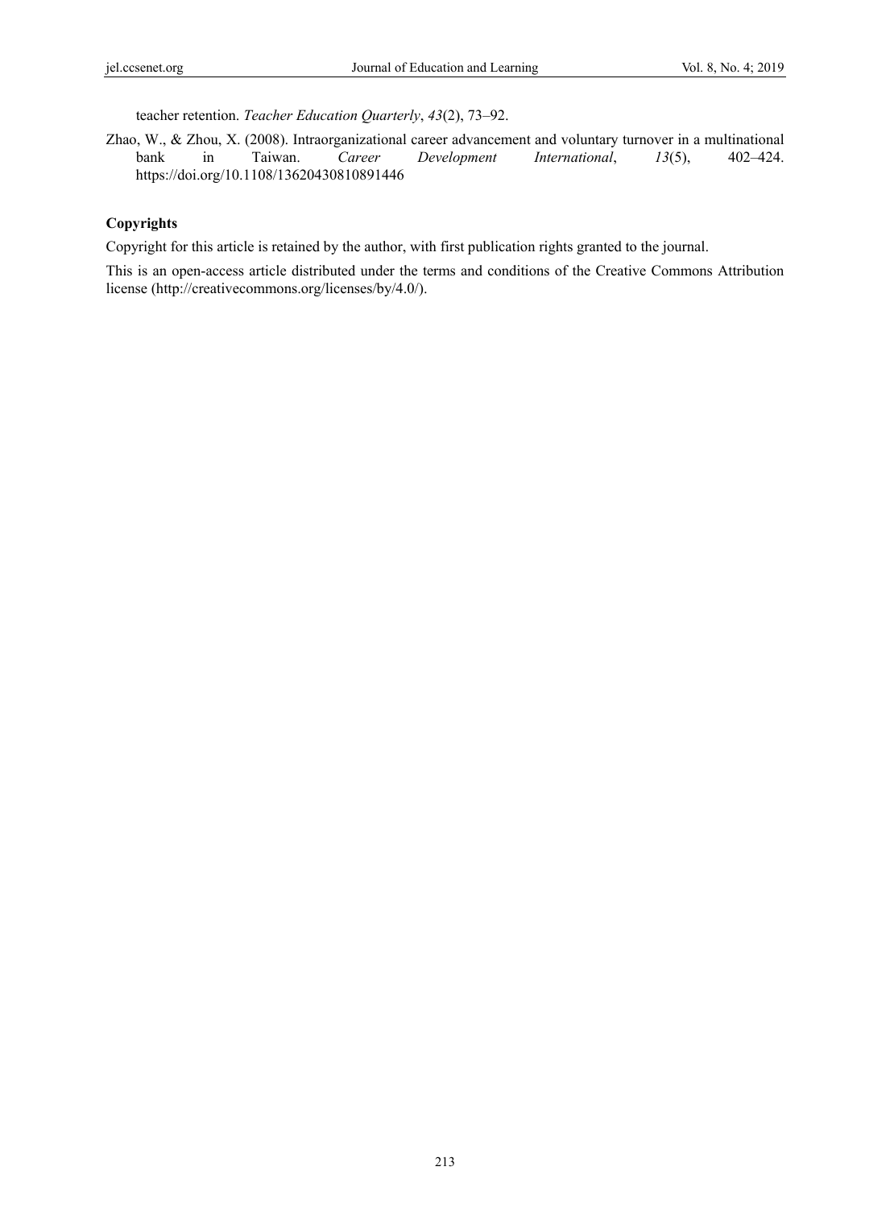teacher retention. *Teacher Education Quarterly*, *43*(2), 73–92.

Zhao, W., & Zhou, X. (2008). Intraorganizational career advancement and voluntary turnover in a multinational bank in Taiwan. *Career Development International*, *13*(5), 402–424. https://doi.org/10.1108/13620430810891446

## Copyrights

Copyright for this article is retained by the author, with first publication rights granted to the journal.

This is an open-access article distributed under the terms and conditions of the Creative Commons Attribution license (http://creativecommons.org/licenses/by/4.0/).